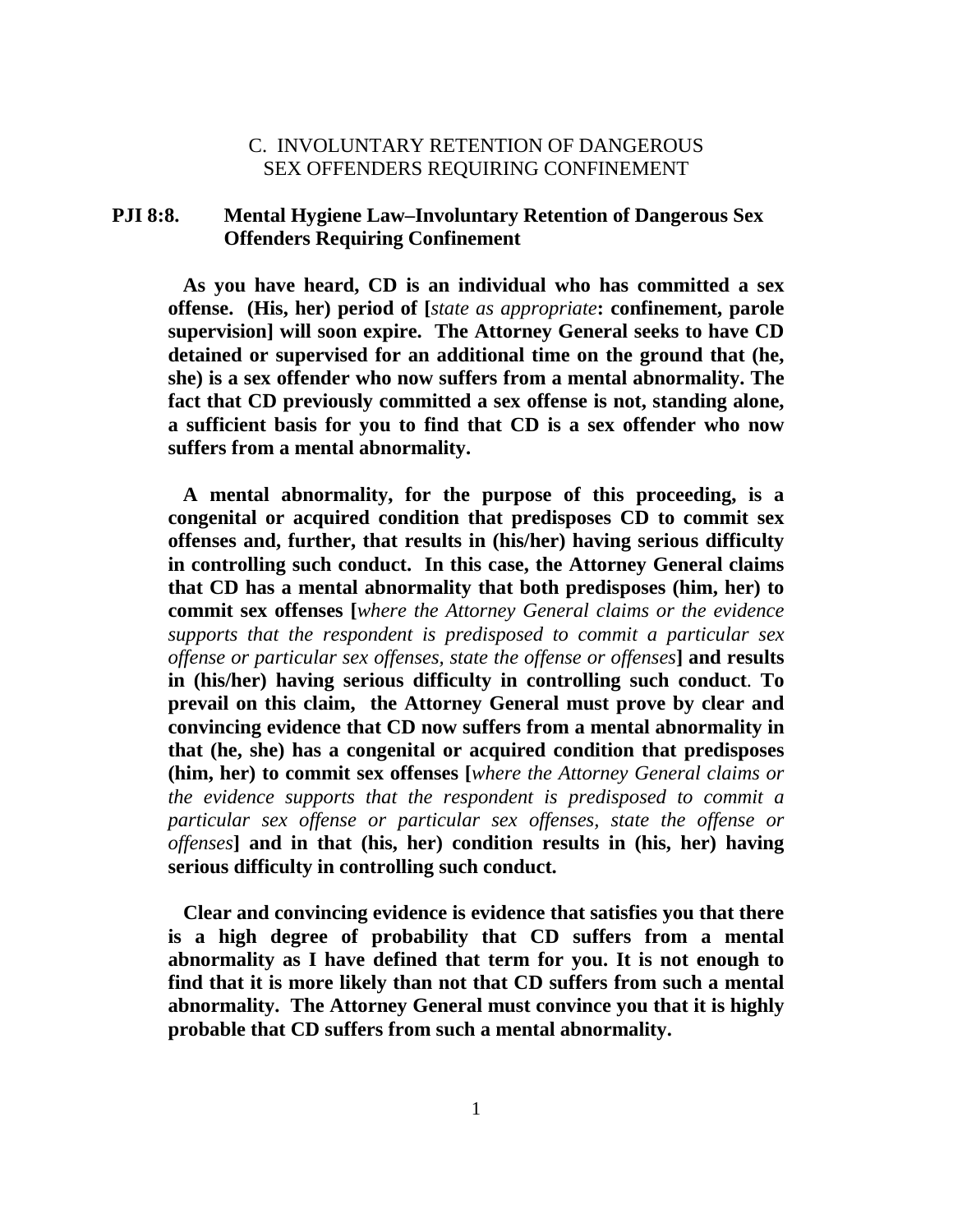## C. INVOLUNTARY RETENTION OF DANGEROUS SEX OFFENDERS REQUIRING CONFINEMENT

### PJI 8:8. Mental Hygiene Law–Involuntary Retention of Dangerous Sex Offenders Requiring Confinement

**As you have heard, CD is an individual who has committed a sex offense. (His, her) period of [***state as appropriate***: confinement, parole supervision] will soon expire. The Attorney General seeks to have CD detained or supervised for an additional time on the ground that (he, she) is a sex offender who now suffers from a mental abnormality. The fact that CD previously committed a sex offense is not, standing alone, a sufficient basis for you to find that CD is a sex offender who now suffers from a mental abnormality.**

**A mental abnormality, for the purpose of this proceeding, is a congenital or acquired condition that predisposes CD to commit sex offenses and, further, that results in (his/her) having serious difficulty in controlling such conduct. In this case, the Attorney General claims that CD has a mental abnormality that both predisposes (him, her) to commit sex offenses [***where the Attorney General claims or the evidence supports that the respondent is predisposed to commit a particular sex offense or particular sex offenses, state the offense or offenses***] and results in (his/her) having serious difficulty in controlling such conduct. To prevail on this claim, the Attorney General must prove by clear and convincing evidence that CD now suffers from a mental abnormality in that (he, she) has a congenital or acquired condition that predisposes (him, her) to commit sex offenses [***where the Attorney General claims or the evidence supports that the respondent is predisposed to commit a particular sex offense or particular sex offenses, state the offense or offenses***] and in that (his, her) condition results in (his, her) having serious difficulty in controlling such conduct.**

**Clear and convincing evidence is evidence that satisfies you that there is a high degree of probability that CD suffers from a mental abnormality as I have defined that term for you. It is not enough to find that it is more likely than not that CD suffers from such a mental abnormality. The Attorney General must convince you that it is highly probable that CD suffers from such a mental abnormality.**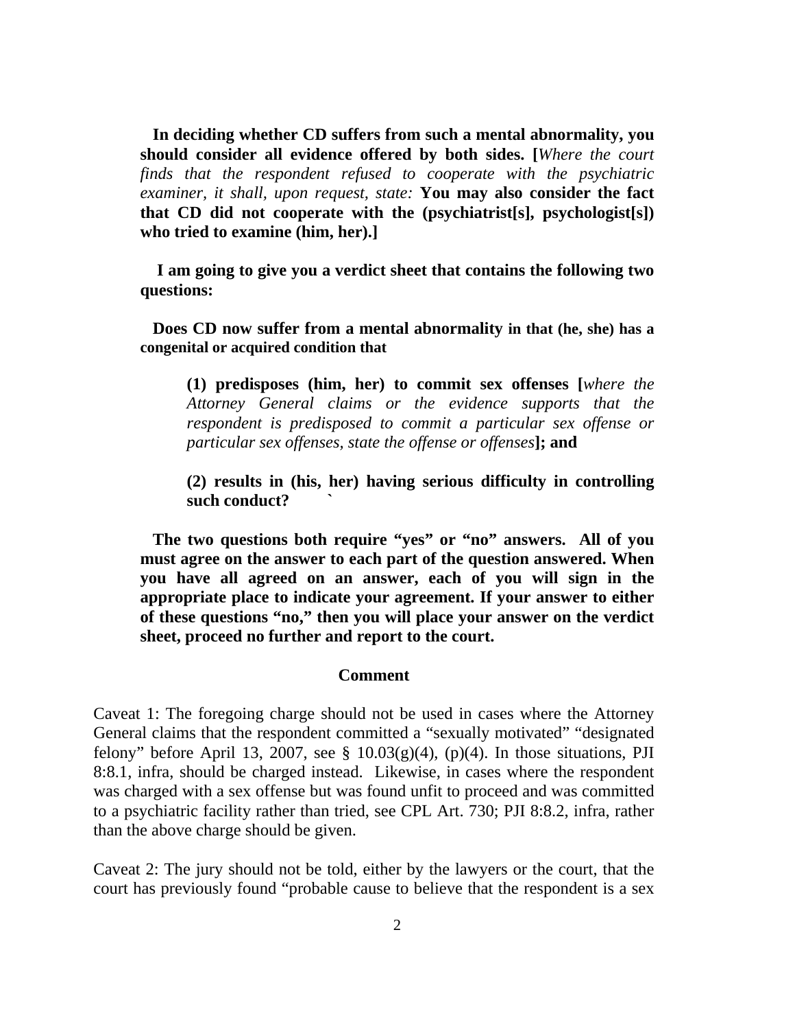**In deciding whether CD suffers from such a mental abnormality, you should consider all evidence offered by both sides. [***Where the court finds that the respondent refused to cooperate with the psychiatric examiner, it shall, upon request, state:* **You may also consider the fact that CD did not cooperate with the (psychiatrist[s], psychologist[s]) who tried to examine (him, her).]**

**I am going to give you a verdict sheet that contains the following two questions:**

**Does CD now suffer from a mental abnormality in that (he, she) has a congenital or acquired condition that**

> **(1) predisposes (him, her) to commit sex offenses [***where the Attorney General claims or the evidence supports that the respondent is predisposed to commit a particular sex offense or particular sex offenses, state the offense or offenses***]; and**
>
> **(2) results in (his, her) having serious difficulty in controlling such conduct?** `

**The two questions both require "yes" or "no" answers. All of you must agree on the answer to each part of the question answered. When you have all agreed on an answer, each of you will sign in the appropriate place to indicate your agreement. If your answer to either of these questions "no," then you will place your answer on the verdict sheet, proceed no further and report to the court.**

## Comment

Caveat 1: The foregoing charge should not be used in cases where the Attorney General claims that the respondent committed a "sexually motivated" "designated felony" before April 13, 2007, see § 10.03(g)(4), (p)(4). In those situations, PJI 8:8.1, infra, should be charged instead. Likewise, in cases where the respondent was charged with a sex offense but was found unfit to proceed and was committed to a psychiatric facility rather than tried, see CPL Art. 730; PJI 8:8.2, infra, rather than the above charge should be given.

Caveat 2: The jury should not be told, either by the lawyers or the court, that the court has previously found "probable cause to believe that the respondent is a sex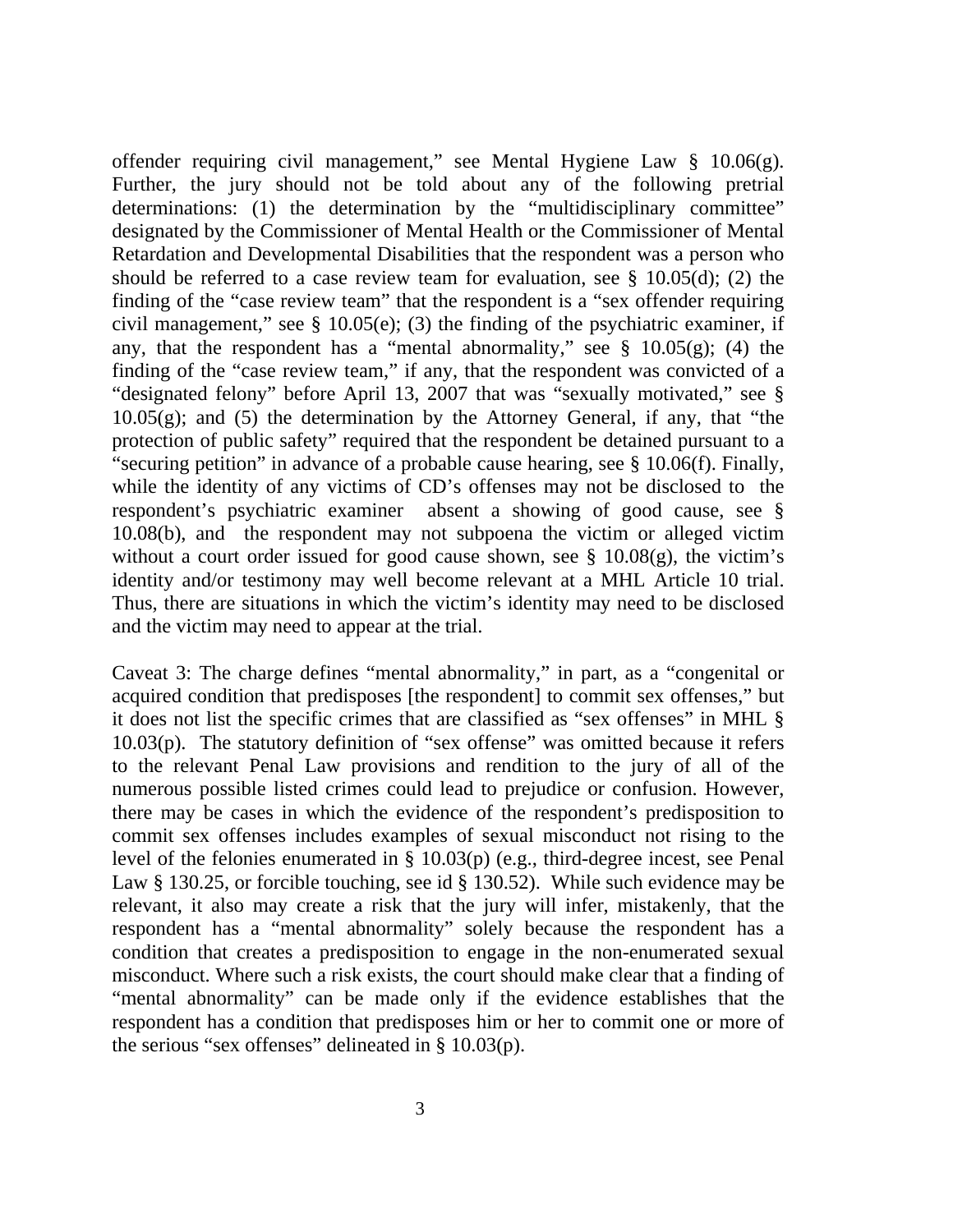offender requiring civil management," see Mental Hygiene Law § 10.06(g). Further, the jury should not be told about any of the following pretrial determinations: (1) the determination by the "multidisciplinary committee" designated by the Commissioner of Mental Health or the Commissioner of Mental Retardation and Developmental Disabilities that the respondent was a person who should be referred to a case review team for evaluation, see § 10.05(d); (2) the finding of the "case review team" that the respondent is a "sex offender requiring civil management," see § 10.05(e); (3) the finding of the psychiatric examiner, if any, that the respondent has a "mental abnormality," see § 10.05(g); (4) the finding of the "case review team," if any, that the respondent was convicted of a "designated felony" before April 13, 2007 that was "sexually motivated," see § 10.05(g); and (5) the determination by the Attorney General, if any, that "the protection of public safety" required that the respondent be detained pursuant to a "securing petition" in advance of a probable cause hearing, see § 10.06(f). Finally, while the identity of any victims of CD's offenses may not be disclosed to the respondent's psychiatric examiner absent a showing of good cause, see § 10.08(b), and the respondent may not subpoena the victim or alleged victim without a court order issued for good cause shown, see § 10.08(g), the victim's identity and/or testimony may well become relevant at a MHL Article 10 trial. Thus, there are situations in which the victim's identity may need to be disclosed and the victim may need to appear at the trial.

Caveat 3: The charge defines "mental abnormality," in part, as a "congenital or acquired condition that predisposes [the respondent] to commit sex offenses," but it does not list the specific crimes that are classified as "sex offenses" in MHL § 10.03(p). The statutory definition of "sex offense" was omitted because it refers to the relevant Penal Law provisions and rendition to the jury of all of the numerous possible listed crimes could lead to prejudice or confusion. However, there may be cases in which the evidence of the respondent's predisposition to commit sex offenses includes examples of sexual misconduct not rising to the level of the felonies enumerated in § 10.03(p) (e.g., third-degree incest, see Penal Law § 130.25, or forcible touching, see id § 130.52). While such evidence may be relevant, it also may create a risk that the jury will infer, mistakenly, that the respondent has a "mental abnormality" solely because the respondent has a condition that creates a predisposition to engage in the non-enumerated sexual misconduct. Where such a risk exists, the court should make clear that a finding of "mental abnormality" can be made only if the evidence establishes that the respondent has a condition that predisposes him or her to commit one or more of the serious "sex offenses" delineated in § 10.03(p).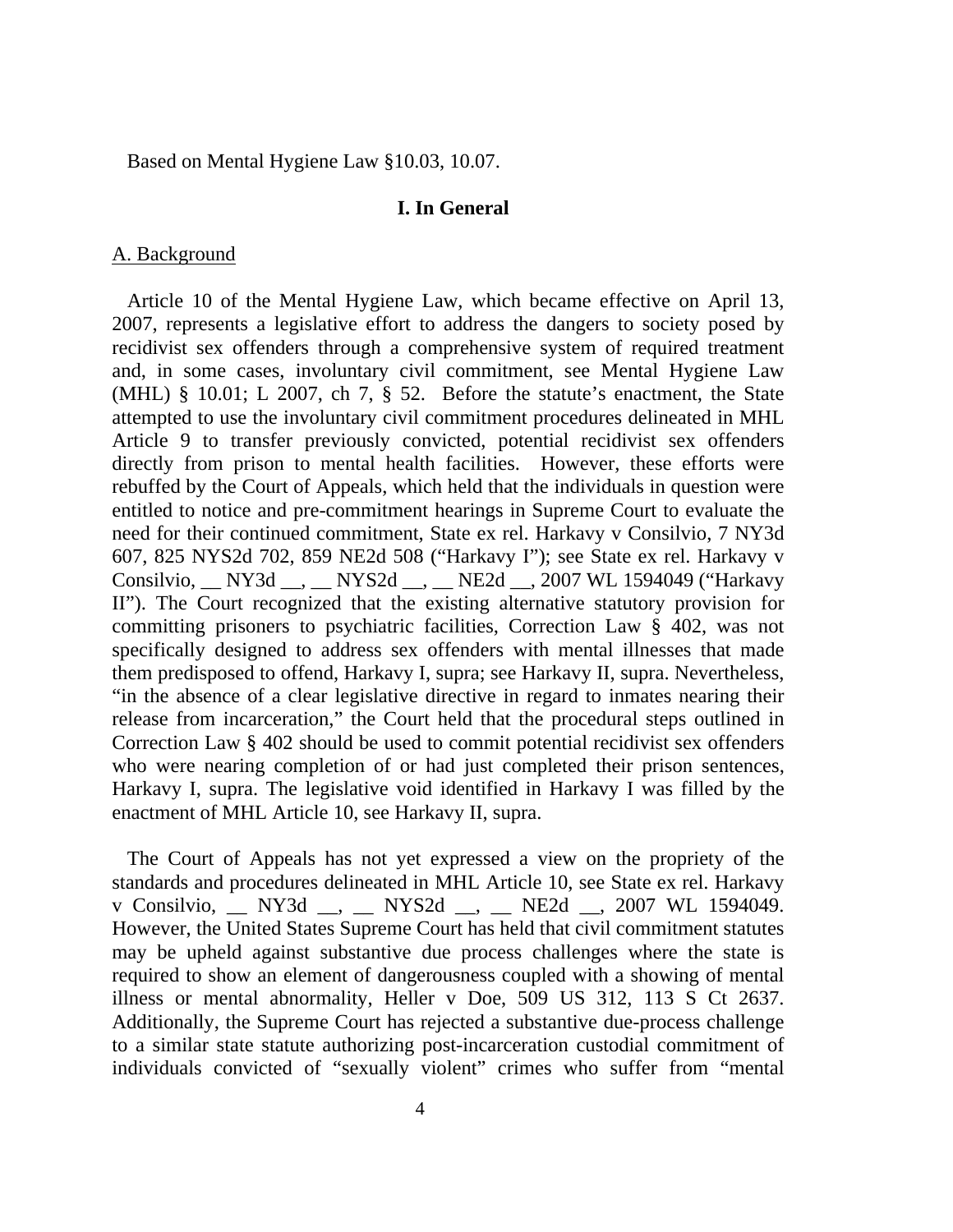Based on Mental Hygiene Law §10.03, 10.07.

## I. In General

A. Background

Article 10 of the Mental Hygiene Law, which became effective on April 13, 2007, represents a legislative effort to address the dangers to society posed by recidivist sex offenders through a comprehensive system of required treatment and, in some cases, involuntary civil commitment, see Mental Hygiene Law (MHL) § 10.01; L 2007, ch 7, § 52. Before the statute's enactment, the State attempted to use the involuntary civil commitment procedures delineated in MHL Article 9 to transfer previously convicted, potential recidivist sex offenders directly from prison to mental health facilities. However, these efforts were rebuffed by the Court of Appeals, which held that the individuals in question were entitled to notice and pre-commitment hearings in Supreme Court to evaluate the need for their continued commitment, State ex rel. Harkavy v Consilvio, 7 NY3d 607, 825 NYS2d 702, 859 NE2d 508 ("Harkavy I"); see State ex rel. Harkavy v Consilvio, __ NY3d __, __ NYS2d __, __ NE2d __, 2007 WL 1594049 ("Harkavy II"). The Court recognized that the existing alternative statutory provision for committing prisoners to psychiatric facilities, Correction Law § 402, was not specifically designed to address sex offenders with mental illnesses that made them predisposed to offend, Harkavy I, supra; see Harkavy II, supra. Nevertheless, "in the absence of a clear legislative directive in regard to inmates nearing their release from incarceration," the Court held that the procedural steps outlined in Correction Law § 402 should be used to commit potential recidivist sex offenders who were nearing completion of or had just completed their prison sentences, Harkavy I, supra. The legislative void identified in Harkavy I was filled by the enactment of MHL Article 10, see Harkavy II, supra.

The Court of Appeals has not yet expressed a view on the propriety of the standards and procedures delineated in MHL Article 10, see State ex rel. Harkavy v Consilvio, __ NY3d __, __ NYS2d __, __ NE2d __, 2007 WL 1594049. However, the United States Supreme Court has held that civil commitment statutes may be upheld against substantive due process challenges where the state is required to show an element of dangerousness coupled with a showing of mental illness or mental abnormality, Heller v Doe, 509 US 312, 113 S Ct 2637. Additionally, the Supreme Court has rejected a substantive due-process challenge to a similar state statute authorizing post-incarceration custodial commitment of individuals convicted of "sexually violent" crimes who suffer from "mental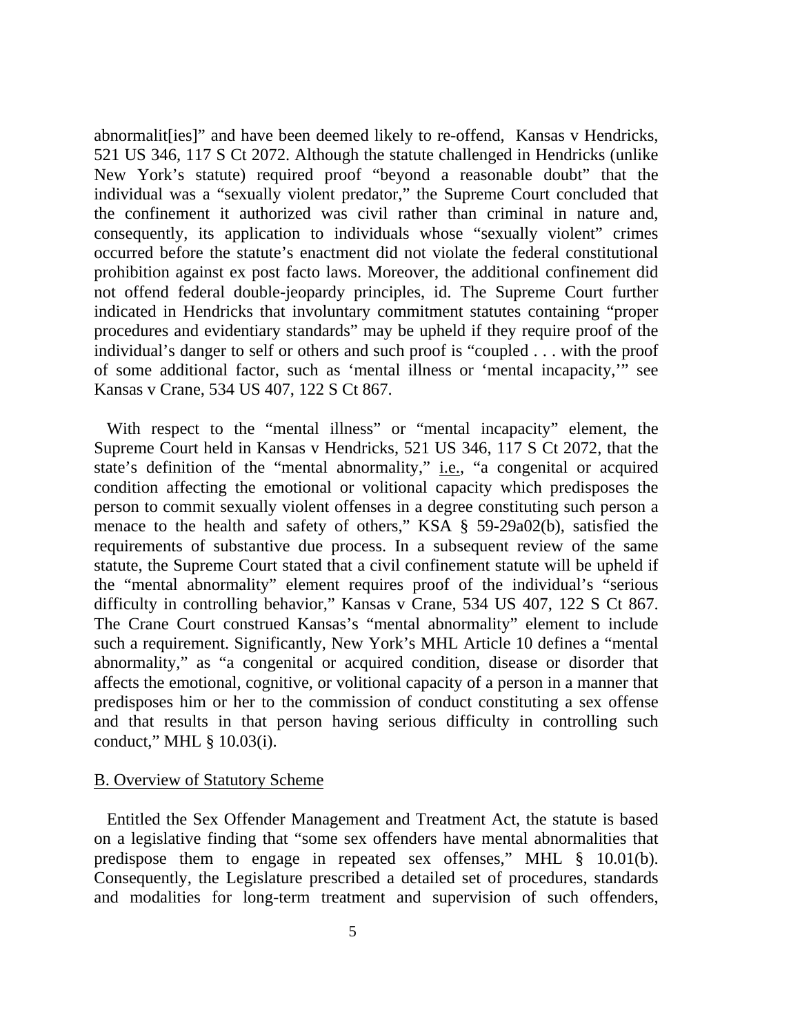abnormalit[ies]" and have been deemed likely to re-offend, Kansas v Hendricks, 521 US 346, 117 S Ct 2072. Although the statute challenged in Hendricks (unlike New York's statute) required proof "beyond a reasonable doubt" that the individual was a "sexually violent predator," the Supreme Court concluded that the confinement it authorized was civil rather than criminal in nature and, consequently, its application to individuals whose "sexually violent" crimes occurred before the statute's enactment did not violate the federal constitutional prohibition against ex post facto laws. Moreover, the additional confinement did not offend federal double-jeopardy principles, id. The Supreme Court further indicated in Hendricks that involuntary commitment statutes containing "proper procedures and evidentiary standards" may be upheld if they require proof of the individual's danger to self or others and such proof is "coupled . . . with the proof of some additional factor, such as 'mental illness or 'mental incapacity,'" see Kansas v Crane, 534 US 407, 122 S Ct 867.

With respect to the "mental illness" or "mental incapacity" element, the Supreme Court held in Kansas v Hendricks, 521 US 346, 117 S Ct 2072, that the state's definition of the "mental abnormality," <u>i.e.</u>, "a congenital or acquired condition affecting the emotional or volitional capacity which predisposes the person to commit sexually violent offenses in a degree constituting such person a menace to the health and safety of others," KSA § 59-29a02(b), satisfied the requirements of substantive due process. In a subsequent review of the same statute, the Supreme Court stated that a civil confinement statute will be upheld if the "mental abnormality" element requires proof of the individual's "serious difficulty in controlling behavior," Kansas v Crane, 534 US 407, 122 S Ct 867. The Crane Court construed Kansas's "mental abnormality" element to include such a requirement. Significantly, New York's MHL Article 10 defines a "mental abnormality," as "a congenital or acquired condition, disease or disorder that affects the emotional, cognitive, or volitional capacity of a person in a manner that predisposes him or her to the commission of conduct constituting a sex offense and that results in that person having serious difficulty in controlling such conduct," MHL § 10.03(i).

<u>B. Overview of Statutory Scheme</u>

Entitled the Sex Offender Management and Treatment Act, the statute is based on a legislative finding that "some sex offenders have mental abnormalities that predispose them to engage in repeated sex offenses," MHL § 10.01(b). Consequently, the Legislature prescribed a detailed set of procedures, standards and modalities for long-term treatment and supervision of such offenders,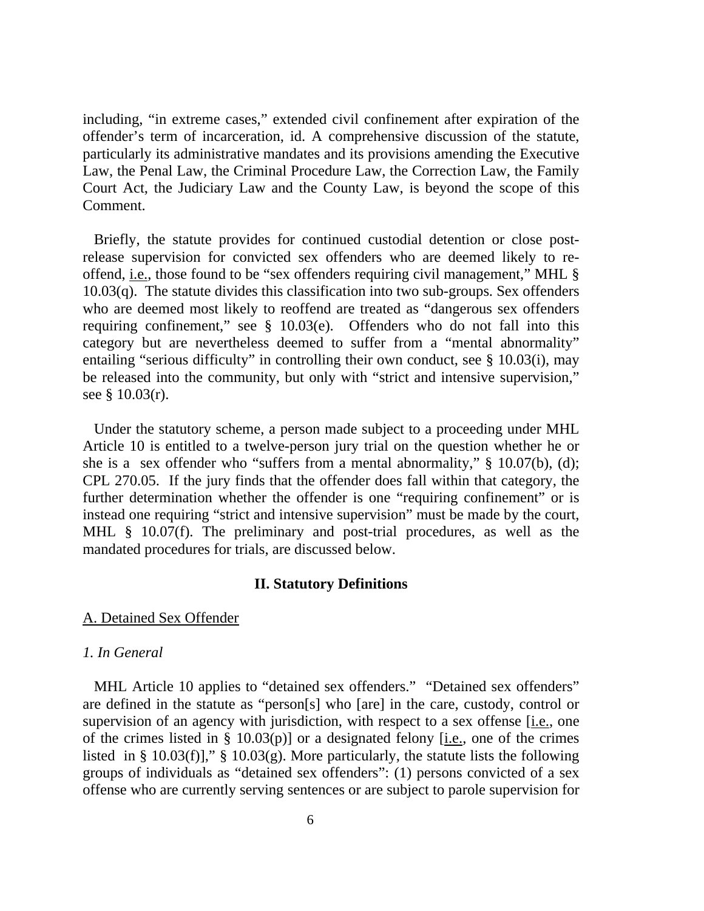including, "in extreme cases," extended civil confinement after expiration of the offender's term of incarceration, id. A comprehensive discussion of the statute, particularly its administrative mandates and its provisions amending the Executive Law, the Penal Law, the Criminal Procedure Law, the Correction Law, the Family Court Act, the Judiciary Law and the County Law, is beyond the scope of this Comment.

Briefly, the statute provides for continued custodial detention or close post-release supervision for convicted sex offenders who are deemed likely to re-offend, i.e., those found to be "sex offenders requiring civil management," MHL § 10.03(q). The statute divides this classification into two sub-groups. Sex offenders who are deemed most likely to reoffend are treated as "dangerous sex offenders requiring confinement," see § 10.03(e). Offenders who do not fall into this category but are nevertheless deemed to suffer from a "mental abnormality" entailing "serious difficulty" in controlling their own conduct, see § 10.03(i), may be released into the community, but only with "strict and intensive supervision," see § 10.03(r).

Under the statutory scheme, a person made subject to a proceeding under MHL Article 10 is entitled to a twelve-person jury trial on the question whether he or she is a sex offender who "suffers from a mental abnormality," § 10.07(b), (d); CPL 270.05. If the jury finds that the offender does fall within that category, the further determination whether the offender is one "requiring confinement" or is instead one requiring "strict and intensive supervision" must be made by the court, MHL § 10.07(f). The preliminary and post-trial procedures, as well as the mandated procedures for trials, are discussed below.

## II. Statutory Definitions

### A. Detained Sex Offender

#### *1. In General*

MHL Article 10 applies to "detained sex offenders." "Detained sex offenders" are defined in the statute as "person[s] who [are] in the care, custody, control or supervision of an agency with jurisdiction, with respect to a sex offense [i.e., one of the crimes listed in § 10.03(p)] or a designated felony [i.e., one of the crimes listed in § 10.03(f)]," § 10.03(g). More particularly, the statute lists the following groups of individuals as "detained sex offenders": (1) persons convicted of a sex offense who are currently serving sentences or are subject to parole supervision for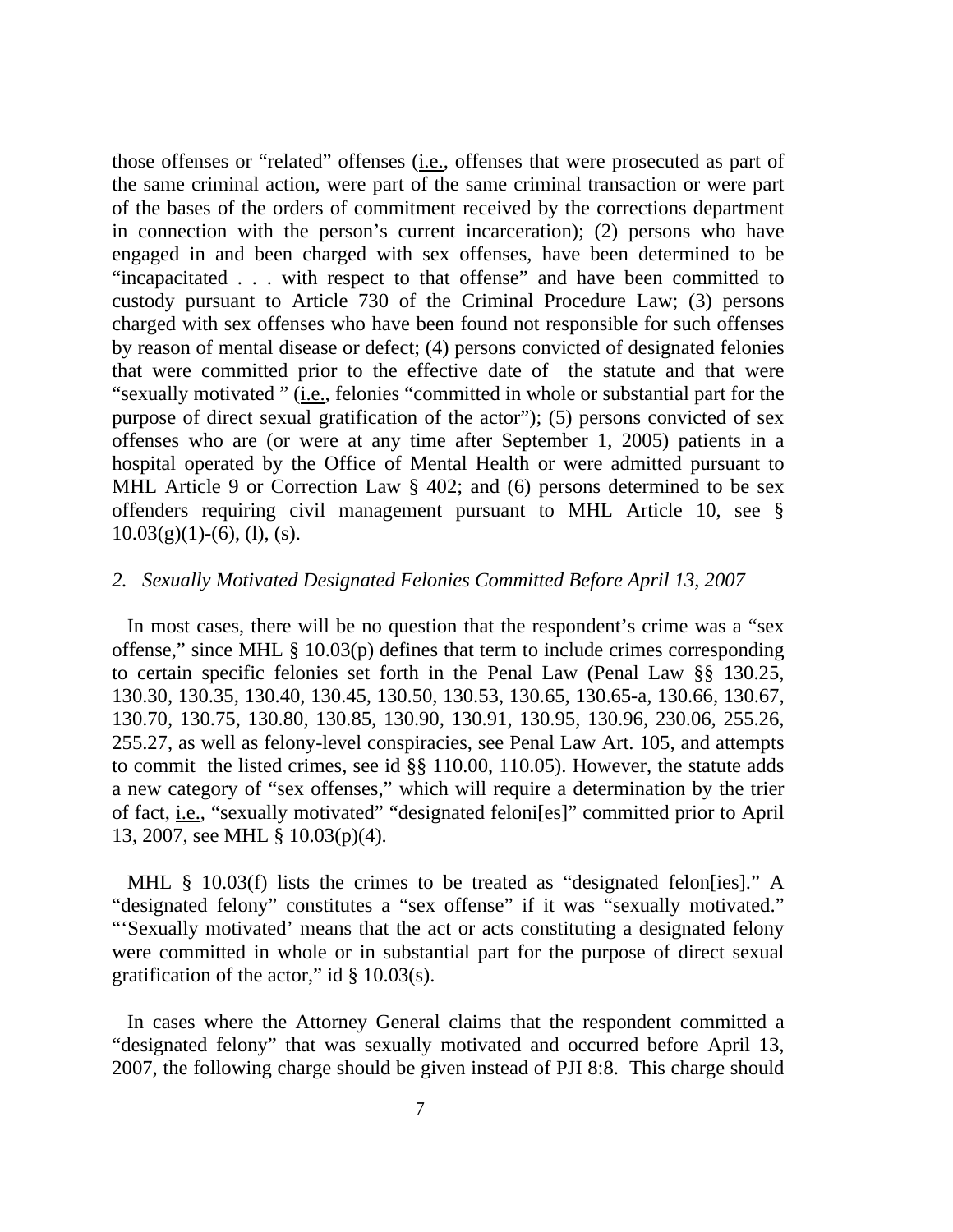those offenses or "related" offenses (i.e., offenses that were prosecuted as part of the same criminal action, were part of the same criminal transaction or were part of the bases of the orders of commitment received by the corrections department in connection with the person's current incarceration); (2) persons who have engaged in and been charged with sex offenses, have been determined to be "incapacitated . . . with respect to that offense" and have been committed to custody pursuant to Article 730 of the Criminal Procedure Law; (3) persons charged with sex offenses who have been found not responsible for such offenses by reason of mental disease or defect; (4) persons convicted of designated felonies that were committed prior to the effective date of the statute and that were "sexually motivated " (i.e., felonies "committed in whole or substantial part for the purpose of direct sexual gratification of the actor"); (5) persons convicted of sex offenses who are (or were at any time after September 1, 2005) patients in a hospital operated by the Office of Mental Health or were admitted pursuant to MHL Article 9 or Correction Law § 402; and (6) persons determined to be sex offenders requiring civil management pursuant to MHL Article 10, see § 10.03(g)(1)-(6), (l), (s).

*2. Sexually Motivated Designated Felonies Committed Before April 13, 2007*

In most cases, there will be no question that the respondent's crime was a "sex offense," since MHL § 10.03(p) defines that term to include crimes corresponding to certain specific felonies set forth in the Penal Law (Penal Law §§ 130.25, 130.30, 130.35, 130.40, 130.45, 130.50, 130.53, 130.65, 130.65-a, 130.66, 130.67, 130.70, 130.75, 130.80, 130.85, 130.90, 130.91, 130.95, 130.96, 230.06, 255.26, 255.27, as well as felony-level conspiracies, see Penal Law Art. 105, and attempts to commit the listed crimes, see id §§ 110.00, 110.05). However, the statute adds a new category of "sex offenses," which will require a determination by the trier of fact, i.e., "sexually motivated" "designated feloni[es]" committed prior to April 13, 2007, see MHL § 10.03(p)(4).

MHL § 10.03(f) lists the crimes to be treated as "designated felon[ies]." A "designated felony" constitutes a "sex offense" if it was "sexually motivated." "'Sexually motivated' means that the act or acts constituting a designated felony were committed in whole or in substantial part for the purpose of direct sexual gratification of the actor," id § 10.03(s).

In cases where the Attorney General claims that the respondent committed a "designated felony" that was sexually motivated and occurred before April 13, 2007, the following charge should be given instead of PJI 8:8. This charge should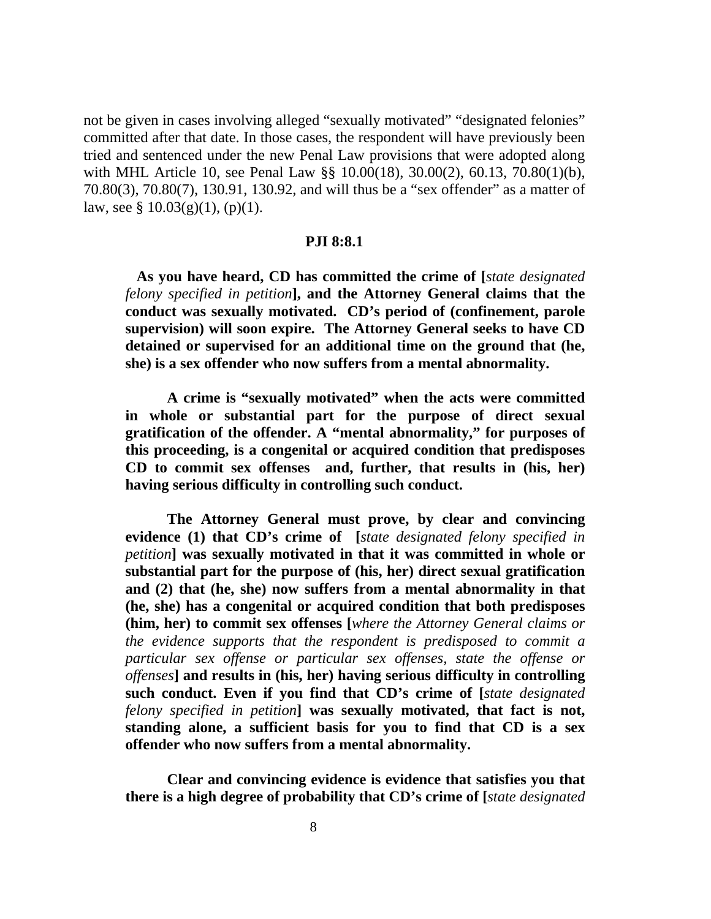not be given in cases involving alleged "sexually motivated" "designated felonies" committed after that date. In those cases, the respondent will have previously been tried and sentenced under the new Penal Law provisions that were adopted along with MHL Article 10, see Penal Law §§ 10.00(18), 30.00(2), 60.13, 70.80(1)(b), 70.80(3), 70.80(7), 130.91, 130.92, and will thus be a "sex offender" as a matter of law, see § 10.03(g)(1), (p)(1).

**PJI 8:8.1**

**As you have heard, CD has committed the crime of [*state designated felony specified in petition*], and the Attorney General claims that the conduct was sexually motivated. CD's period of (confinement, parole supervision) will soon expire. The Attorney General seeks to have CD detained or supervised for an additional time on the ground that (he, she) is a sex offender who now suffers from a mental abnormality.**

**A crime is "sexually motivated" when the acts were committed in whole or substantial part for the purpose of direct sexual gratification of the offender. A "mental abnormality," for purposes of this proceeding, is a congenital or acquired condition that predisposes CD to commit sex offenses and, further, that results in (his, her) having serious difficulty in controlling such conduct.**

**The Attorney General must prove, by clear and convincing evidence (1) that CD's crime of [*state designated felony specified in petition*] was sexually motivated in that it was committed in whole or substantial part for the purpose of (his, her) direct sexual gratification and (2) that (he, she) now suffers from a mental abnormality in that (he, she) has a congenital or acquired condition that both predisposes (him, her) to commit sex offenses [*where the Attorney General claims or the evidence supports that the respondent is predisposed to commit a particular sex offense or particular sex offenses, state the offense or offenses*] and results in (his, her) having serious difficulty in controlling such conduct. Even if you find that CD's crime of [*state designated felony specified in petition*] was sexually motivated, that fact is not, standing alone, a sufficient basis for you to find that CD is a sex offender who now suffers from a mental abnormality.**

**Clear and convincing evidence is evidence that satisfies you that there is a high degree of probability that CD's crime of [*state designated***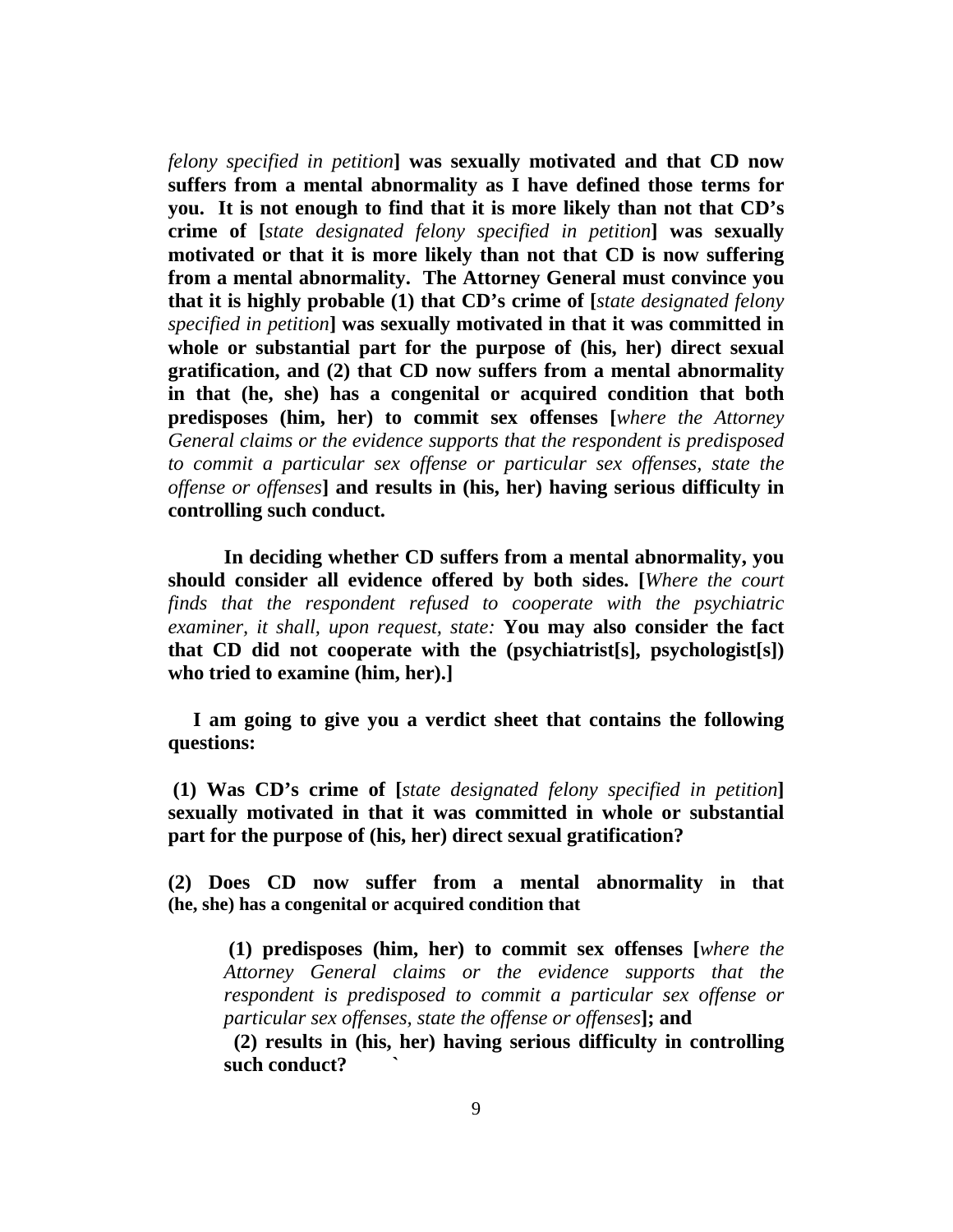*felony specified in petition*] **was sexually motivated and that CD now suffers from a mental abnormality as I have defined those terms for you. It is not enough to find that it is more likely than not that CD's crime of [***state designated felony specified in petition*] **was sexually motivated or that it is more likely than not that CD is now suffering from a mental abnormality. The Attorney General must convince you that it is highly probable (1) that CD's crime of [***state designated felony specified in petition*] **was sexually motivated in that it was committed in whole or substantial part for the purpose of (his, her) direct sexual gratification, and (2) that CD now suffers from a mental abnormality in that (he, she) has a congenital or acquired condition that both predisposes (him, her) to commit sex offenses [***where the Attorney General claims or the evidence supports that the respondent is predisposed to commit a particular sex offense or particular sex offenses, state the offense or offenses*] **and results in (his, her) having serious difficulty in controlling such conduct.**

**In deciding whether CD suffers from a mental abnormality, you should consider all evidence offered by both sides. [***Where the court finds that the respondent refused to cooperate with the psychiatric examiner, it shall, upon request, state:* **You may also consider the fact that CD did not cooperate with the (psychiatrist[s], psychologist[s]) who tried to examine (him, her).]**

**I am going to give you a verdict sheet that contains the following questions:**

**(1) Was CD's crime of [***state designated felony specified in petition*] **sexually motivated in that it was committed in whole or substantial part for the purpose of (his, her) direct sexual gratification?**

**(2) Does CD now suffer from a mental abnormality in that (he, she) has a congenital or acquired condition that**

> **(1) predisposes (him, her) to commit sex offenses [***where the Attorney General claims or the evidence supports that the respondent is predisposed to commit a particular sex offense or particular sex offenses, state the offense or offenses*]**; and**
>
> **(2) results in (his, her) having serious difficulty in controlling such conduct?**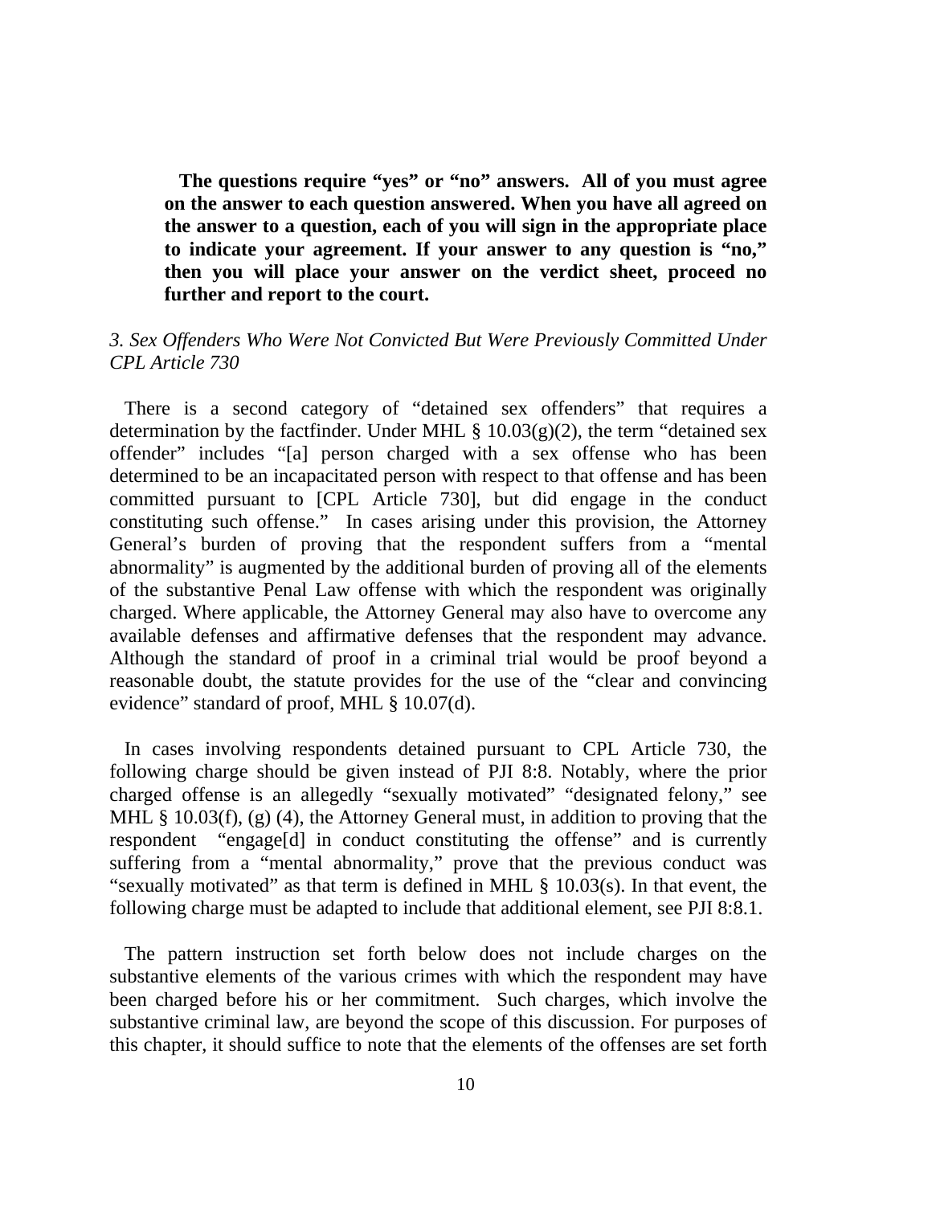**The questions require "yes" or "no" answers. All of you must agree on the answer to each question answered. When you have all agreed on the answer to a question, each of you will sign in the appropriate place to indicate your agreement. If your answer to any question is "no," then you will place your answer on the verdict sheet, proceed no further and report to the court.**

*3. Sex Offenders Who Were Not Convicted But Were Previously Committed Under CPL Article 730*

There is a second category of "detained sex offenders" that requires a determination by the factfinder. Under MHL § 10.03(g)(2), the term "detained sex offender" includes "[a] person charged with a sex offense who has been determined to be an incapacitated person with respect to that offense and has been committed pursuant to [CPL Article 730], but did engage in the conduct constituting such offense." In cases arising under this provision, the Attorney General's burden of proving that the respondent suffers from a "mental abnormality" is augmented by the additional burden of proving all of the elements of the substantive Penal Law offense with which the respondent was originally charged. Where applicable, the Attorney General may also have to overcome any available defenses and affirmative defenses that the respondent may advance. Although the standard of proof in a criminal trial would be proof beyond a reasonable doubt, the statute provides for the use of the "clear and convincing evidence" standard of proof, MHL § 10.07(d).

In cases involving respondents detained pursuant to CPL Article 730, the following charge should be given instead of PJI 8:8. Notably, where the prior charged offense is an allegedly "sexually motivated" "designated felony," see MHL § 10.03(f), (g) (4), the Attorney General must, in addition to proving that the respondent "engage[d] in conduct constituting the offense" and is currently suffering from a "mental abnormality," prove that the previous conduct was "sexually motivated" as that term is defined in MHL § 10.03(s). In that event, the following charge must be adapted to include that additional element, see PJI 8:8.1.

The pattern instruction set forth below does not include charges on the substantive elements of the various crimes with which the respondent may have been charged before his or her commitment. Such charges, which involve the substantive criminal law, are beyond the scope of this discussion. For purposes of this chapter, it should suffice to note that the elements of the offenses are set forth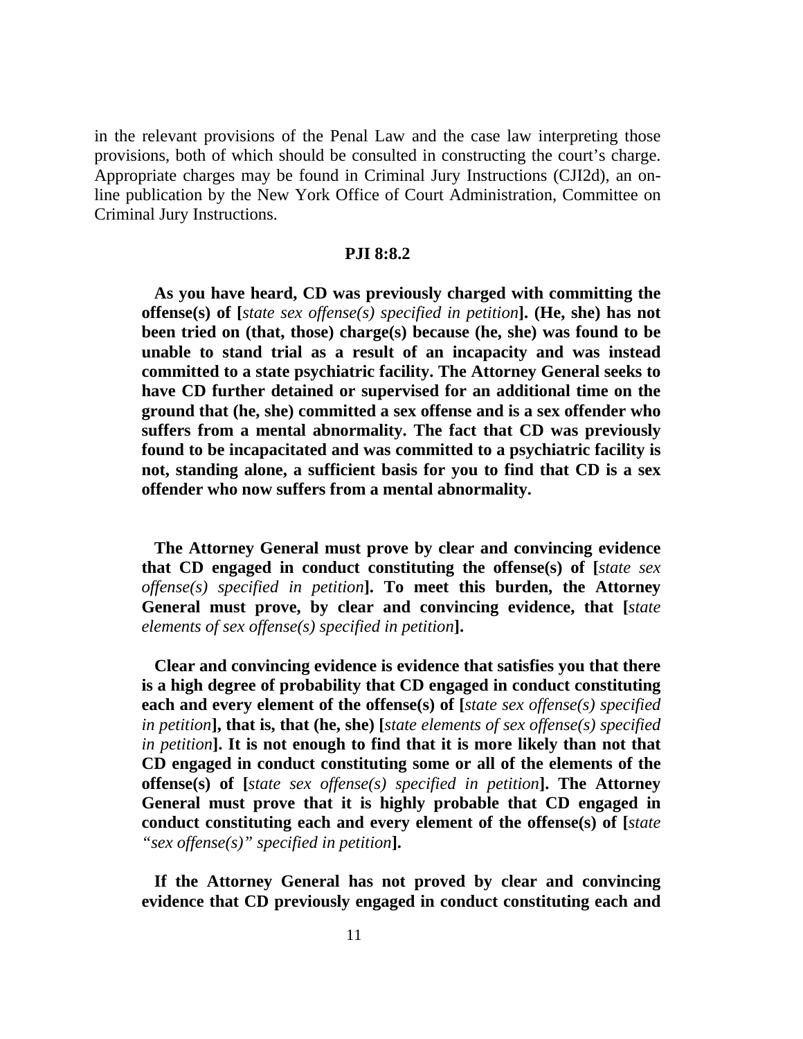in the relevant provisions of the Penal Law and the case law interpreting those provisions, both of which should be consulted in constructing the court's charge. Appropriate charges may be found in Criminal Jury Instructions (CJI2d), an on-line publication by the New York Office of Court Administration, Committee on Criminal Jury Instructions.

**PJI 8:8.2**

**As you have heard, CD was previously charged with committing the offense(s) of [***state sex offense(s) specified in petition***]. (He, she) has not been tried on (that, those) charge(s) because (he, she) was found to be unable to stand trial as a result of an incapacity and was instead committed to a state psychiatric facility. The Attorney General seeks to have CD further detained or supervised for an additional time on the ground that (he, she) committed a sex offense and is a sex offender who suffers from a mental abnormality. The fact that CD was previously found to be incapacitated and was committed to a psychiatric facility is not, standing alone, a sufficient basis for you to find that CD is a sex offender who now suffers from a mental abnormality.**

**The Attorney General must prove by clear and convincing evidence that CD engaged in conduct constituting the offense(s) of [***state sex offense(s) specified in petition***]. To meet this burden, the Attorney General must prove, by clear and convincing evidence, that [***state elements of sex offense(s) specified in petition***].**

**Clear and convincing evidence is evidence that satisfies you that there is a high degree of probability that CD engaged in conduct constituting each and every element of the offense(s) of [***state sex offense(s) specified in petition***], that is, that (he, she) [***state elements of sex offense(s) specified in petition***]. It is not enough to find that it is more likely than not that CD engaged in conduct constituting some or all of the elements of the offense(s) of [***state sex offense(s) specified in petition***]. The Attorney General must prove that it is highly probable that CD engaged in conduct constituting each and every element of the offense(s) of [***state "sex offense(s)" specified in petition***].**

**If the Attorney General has not proved by clear and convincing evidence that CD previously engaged in conduct constituting each and**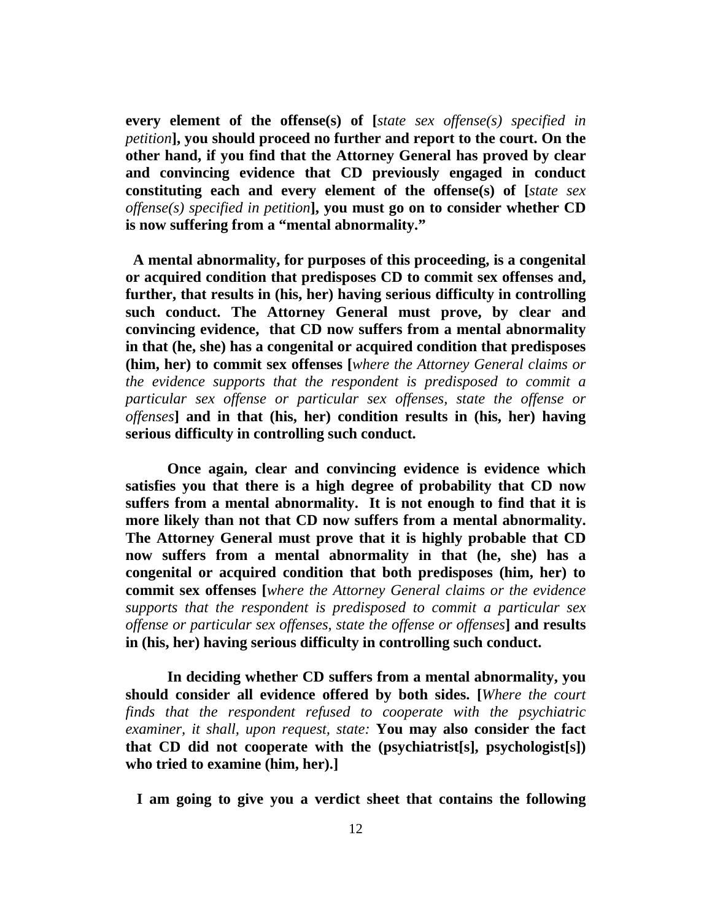**every element of the offense(s) of [*state sex offense(s) specified in petition*], you should proceed no further and report to the court. On the other hand, if you find that the Attorney General has proved by clear and convincing evidence that CD previously engaged in conduct constituting each and every element of the offense(s) of [*state sex offense(s) specified in petition*], you must go on to consider whether CD is now suffering from a "mental abnormality."**

**A mental abnormality, for purposes of this proceeding, is a congenital or acquired condition that predisposes CD to commit sex offenses and, further, that results in (his, her) having serious difficulty in controlling such conduct. The Attorney General must prove, by clear and convincing evidence, that CD now suffers from a mental abnormality in that (he, she) has a congenital or acquired condition that predisposes (him, her) to commit sex offenses [*where the Attorney General claims or the evidence supports that the respondent is predisposed to commit a particular sex offense or particular sex offenses, state the offense or offenses*] and in that (his, her) condition results in (his, her) having serious difficulty in controlling such conduct.**

**Once again, clear and convincing evidence is evidence which satisfies you that there is a high degree of probability that CD now suffers from a mental abnormality. It is not enough to find that it is more likely than not that CD now suffers from a mental abnormality. The Attorney General must prove that it is highly probable that CD now suffers from a mental abnormality in that (he, she) has a congenital or acquired condition that both predisposes (him, her) to commit sex offenses [*where the Attorney General claims or the evidence supports that the respondent is predisposed to commit a particular sex offense or particular sex offenses, state the offense or offenses*] and results in (his, her) having serious difficulty in controlling such conduct.**

**In deciding whether CD suffers from a mental abnormality, you should consider all evidence offered by both sides. [*Where the court finds that the respondent refused to cooperate with the psychiatric examiner, it shall, upon request, state:* You may also consider the fact that CD did not cooperate with the (psychiatrist[s], psychologist[s]) who tried to examine (him, her).]**

**I am going to give you a verdict sheet that contains the following**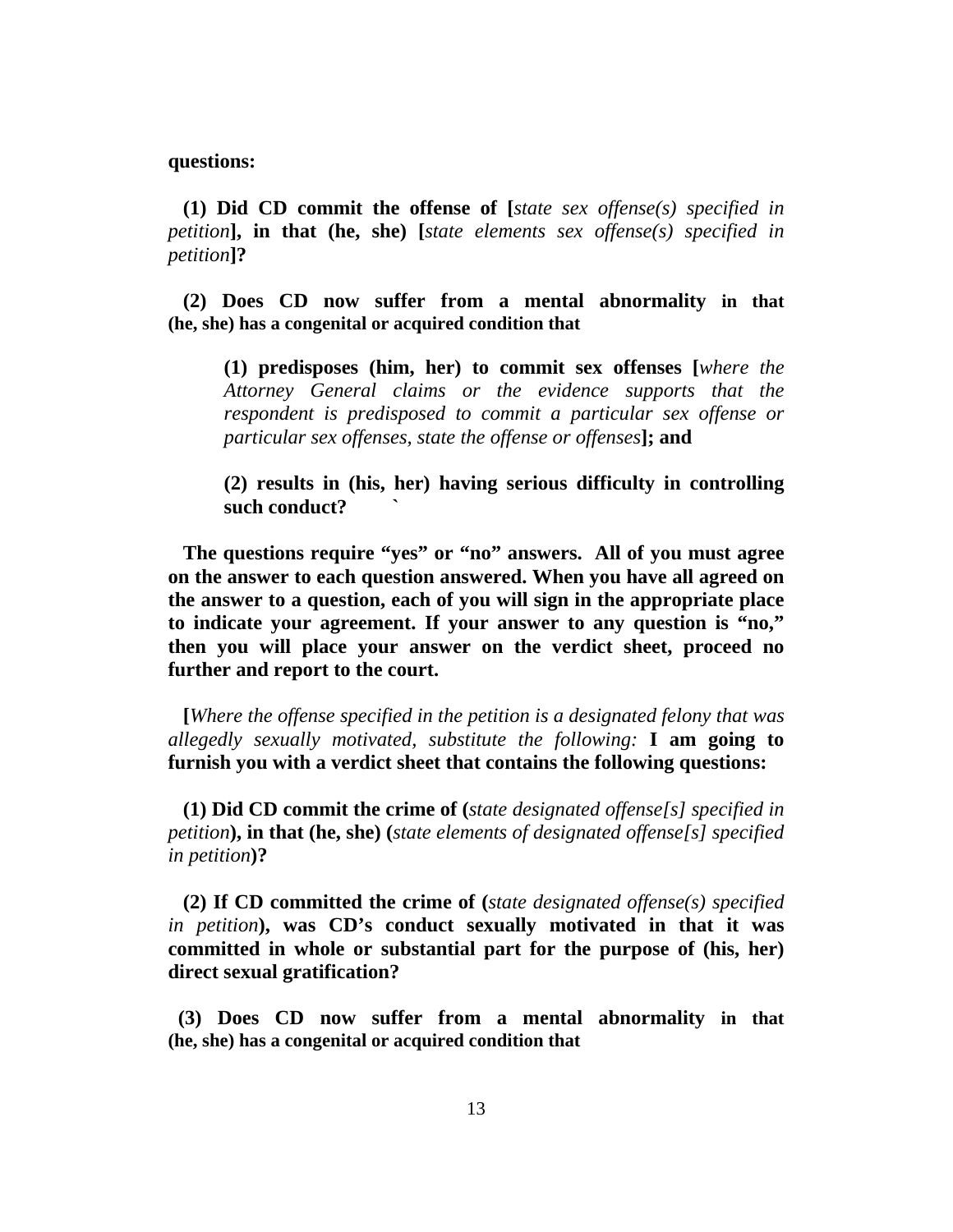**questions:**

**(1) Did CD commit the offense of [***state sex offense(s) specified in petition***], in that (he, she) [***state elements sex offense(s) specified in petition***]?**

**(2) Does CD now suffer from a mental abnormality in that (he, she) has a congenital or acquired condition that**

> **(1) predisposes (him, her) to commit sex offenses [***where the Attorney General claims or the evidence supports that the respondent is predisposed to commit a particular sex offense or particular sex offenses, state the offense or offenses***]; and**
>
> **(2) results in (his, her) having serious difficulty in controlling such conduct?**

**The questions require "yes" or "no" answers. All of you must agree on the answer to each question answered. When you have all agreed on the answer to a question, each of you will sign in the appropriate place to indicate your agreement. If your answer to any question is "no," then you will place your answer on the verdict sheet, proceed no further and report to the court.**

**[***Where the offense specified in the petition is a designated felony that was allegedly sexually motivated, substitute the following:* **I am going to furnish you with a verdict sheet that contains the following questions:**

**(1) Did CD commit the crime of (***state designated offense[s] specified in petition***), in that (he, she) (***state elements of designated offense[s] specified in petition***)?**

**(2) If CD committed the crime of (***state designated offense(s) specified in petition***), was CD's conduct sexually motivated in that it was committed in whole or substantial part for the purpose of (his, her) direct sexual gratification?**

**(3) Does CD now suffer from a mental abnormality in that (he, she) has a congenital or acquired condition that**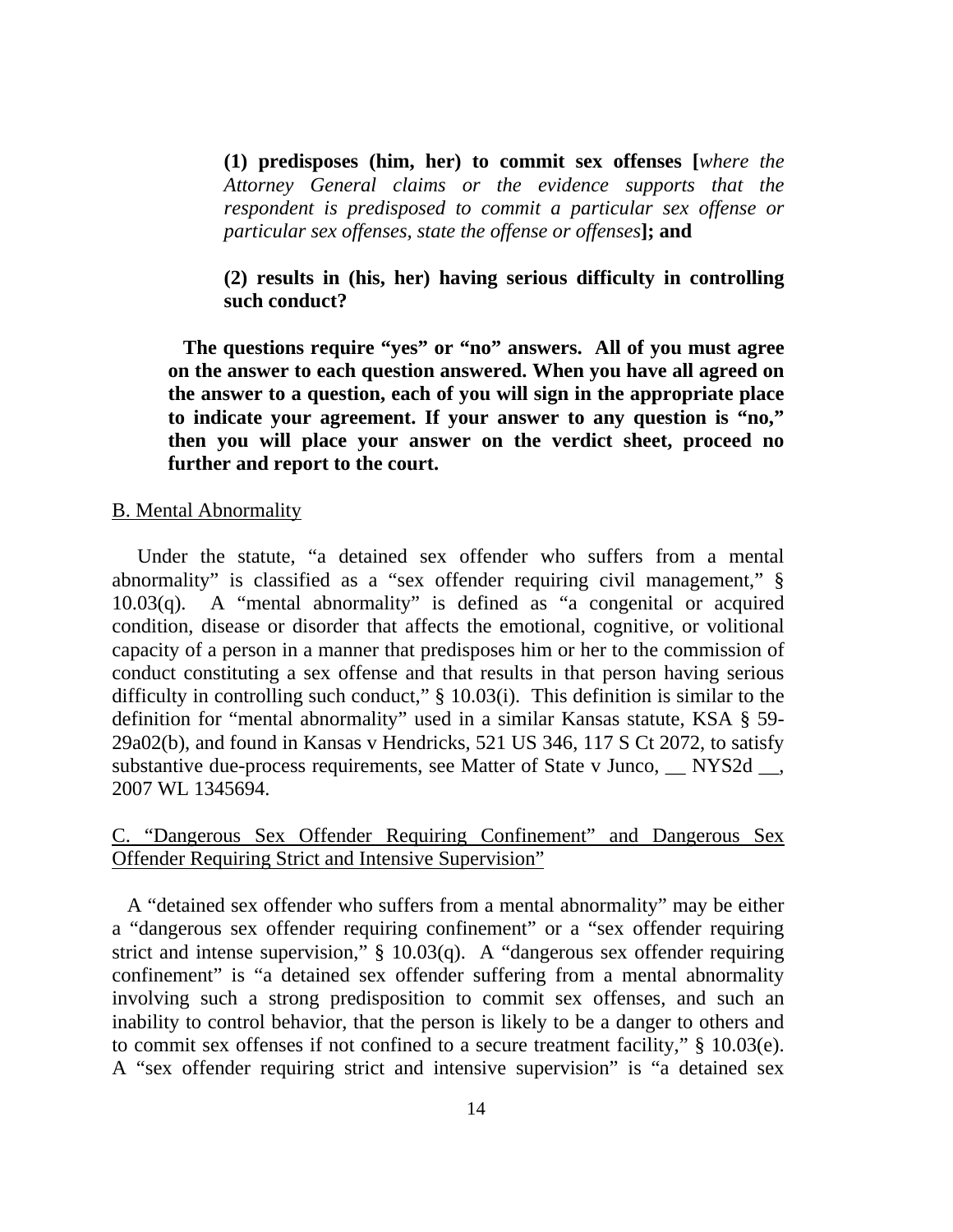**(1) predisposes (him, her) to commit sex offenses [*where the Attorney General claims or the evidence supports that the respondent is predisposed to commit a particular sex offense or particular sex offenses, state the offense or offenses*]; and**

**(2) results in (his, her) having serious difficulty in controlling such conduct?**

**The questions require "yes" or "no" answers. All of you must agree on the answer to each question answered. When you have all agreed on the answer to a question, each of you will sign in the appropriate place to indicate your agreement. If your answer to any question is "no," then you will place your answer on the verdict sheet, proceed no further and report to the court.**

B. Mental Abnormality

Under the statute, "a detained sex offender who suffers from a mental abnormality" is classified as a "sex offender requiring civil management," § 10.03(q). A "mental abnormality" is defined as "a congenital or acquired condition, disease or disorder that affects the emotional, cognitive, or volitional capacity of a person in a manner that predisposes him or her to the commission of conduct constituting a sex offense and that results in that person having serious difficulty in controlling such conduct," § 10.03(i). This definition is similar to the definition for "mental abnormality" used in a similar Kansas statute, KSA § 59-29a02(b), and found in Kansas v Hendricks, 521 US 346, 117 S Ct 2072, to satisfy substantive due-process requirements, see Matter of State v Junco, __ NYS2d __, 2007 WL 1345694.

C. "Dangerous Sex Offender Requiring Confinement" and Dangerous Sex Offender Requiring Strict and Intensive Supervision"

A "detained sex offender who suffers from a mental abnormality" may be either a "dangerous sex offender requiring confinement" or a "sex offender requiring strict and intense supervision," § 10.03(q). A "dangerous sex offender requiring confinement" is "a detained sex offender suffering from a mental abnormality involving such a strong predisposition to commit sex offenses, and such an inability to control behavior, that the person is likely to be a danger to others and to commit sex offenses if not confined to a secure treatment facility," § 10.03(e). A "sex offender requiring strict and intensive supervision" is "a detained sex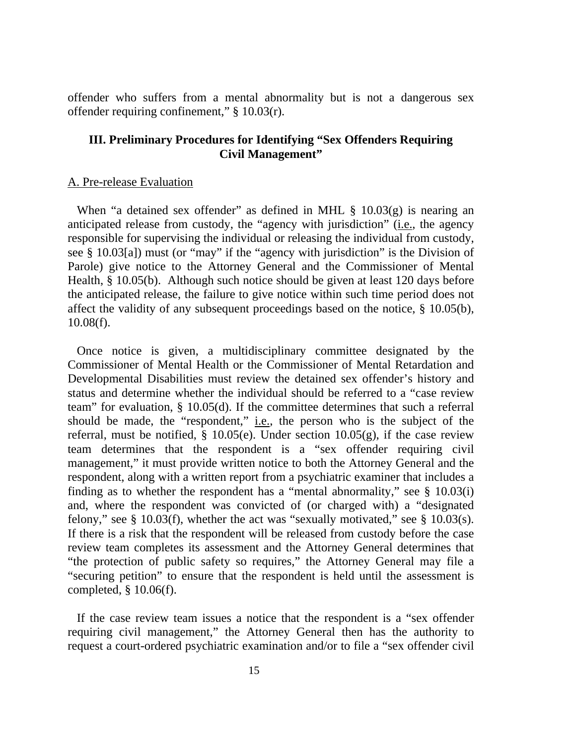offender who suffers from a mental abnormality but is not a dangerous sex offender requiring confinement," § 10.03(r).

## III. Preliminary Procedures for Identifying "Sex Offenders Requiring Civil Management"

### A. Pre-release Evaluation

When "a detained sex offender" as defined in MHL § 10.03(g) is nearing an anticipated release from custody, the "agency with jurisdiction" (i.e., the agency responsible for supervising the individual or releasing the individual from custody, see § 10.03[a]) must (or "may" if the "agency with jurisdiction" is the Division of Parole) give notice to the Attorney General and the Commissioner of Mental Health, § 10.05(b). Although such notice should be given at least 120 days before the anticipated release, the failure to give notice within such time period does not affect the validity of any subsequent proceedings based on the notice, § 10.05(b), 10.08(f).

Once notice is given, a multidisciplinary committee designated by the Commissioner of Mental Health or the Commissioner of Mental Retardation and Developmental Disabilities must review the detained sex offender's history and status and determine whether the individual should be referred to a "case review team" for evaluation, § 10.05(d). If the committee determines that such a referral should be made, the "respondent," i.e., the person who is the subject of the referral, must be notified, § 10.05(e). Under section 10.05(g), if the case review team determines that the respondent is a "sex offender requiring civil management," it must provide written notice to both the Attorney General and the respondent, along with a written report from a psychiatric examiner that includes a finding as to whether the respondent has a "mental abnormality," see § 10.03(i) and, where the respondent was convicted of (or charged with) a "designated felony," see § 10.03(f), whether the act was "sexually motivated," see § 10.03(s). If there is a risk that the respondent will be released from custody before the case review team completes its assessment and the Attorney General determines that "the protection of public safety so requires," the Attorney General may file a "securing petition" to ensure that the respondent is held until the assessment is completed, § 10.06(f).

If the case review team issues a notice that the respondent is a "sex offender requiring civil management," the Attorney General then has the authority to request a court-ordered psychiatric examination and/or to file a "sex offender civil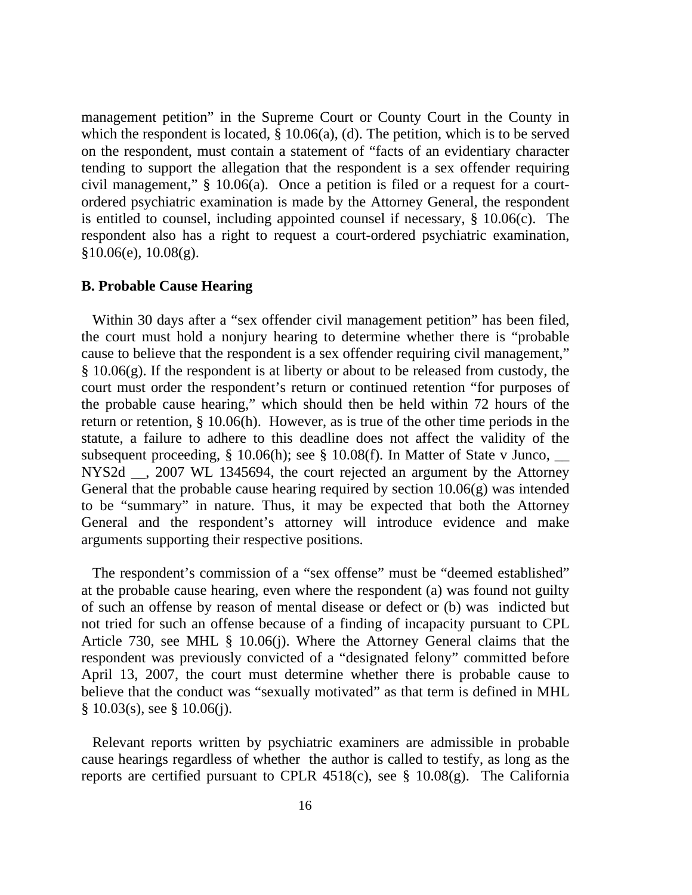management petition" in the Supreme Court or County Court in the County in which the respondent is located, § 10.06(a), (d). The petition, which is to be served on the respondent, must contain a statement of "facts of an evidentiary character tending to support the allegation that the respondent is a sex offender requiring civil management," § 10.06(a). Once a petition is filed or a request for a court-ordered psychiatric examination is made by the Attorney General, the respondent is entitled to counsel, including appointed counsel if necessary, § 10.06(c). The respondent also has a right to request a court-ordered psychiatric examination, §10.06(e), 10.08(g).

**B. Probable Cause Hearing**

Within 30 days after a "sex offender civil management petition" has been filed, the court must hold a nonjury hearing to determine whether there is "probable cause to believe that the respondent is a sex offender requiring civil management," § 10.06(g). If the respondent is at liberty or about to be released from custody, the court must order the respondent's return or continued retention "for purposes of the probable cause hearing," which should then be held within 72 hours of the return or retention, § 10.06(h). However, as is true of the other time periods in the statute, a failure to adhere to this deadline does not affect the validity of the subsequent proceeding, § 10.06(h); see § 10.08(f). In Matter of State v Junco, __ NYS2d __, 2007 WL 1345694, the court rejected an argument by the Attorney General that the probable cause hearing required by section 10.06(g) was intended to be "summary" in nature. Thus, it may be expected that both the Attorney General and the respondent's attorney will introduce evidence and make arguments supporting their respective positions.

The respondent's commission of a "sex offense" must be "deemed established" at the probable cause hearing, even where the respondent (a) was found not guilty of such an offense by reason of mental disease or defect or (b) was indicted but not tried for such an offense because of a finding of incapacity pursuant to CPL Article 730, see MHL § 10.06(j). Where the Attorney General claims that the respondent was previously convicted of a "designated felony" committed before April 13, 2007, the court must determine whether there is probable cause to believe that the conduct was "sexually motivated" as that term is defined in MHL § 10.03(s), see § 10.06(j).

Relevant reports written by psychiatric examiners are admissible in probable cause hearings regardless of whether the author is called to testify, as long as the reports are certified pursuant to CPLR 4518(c), see § 10.08(g). The California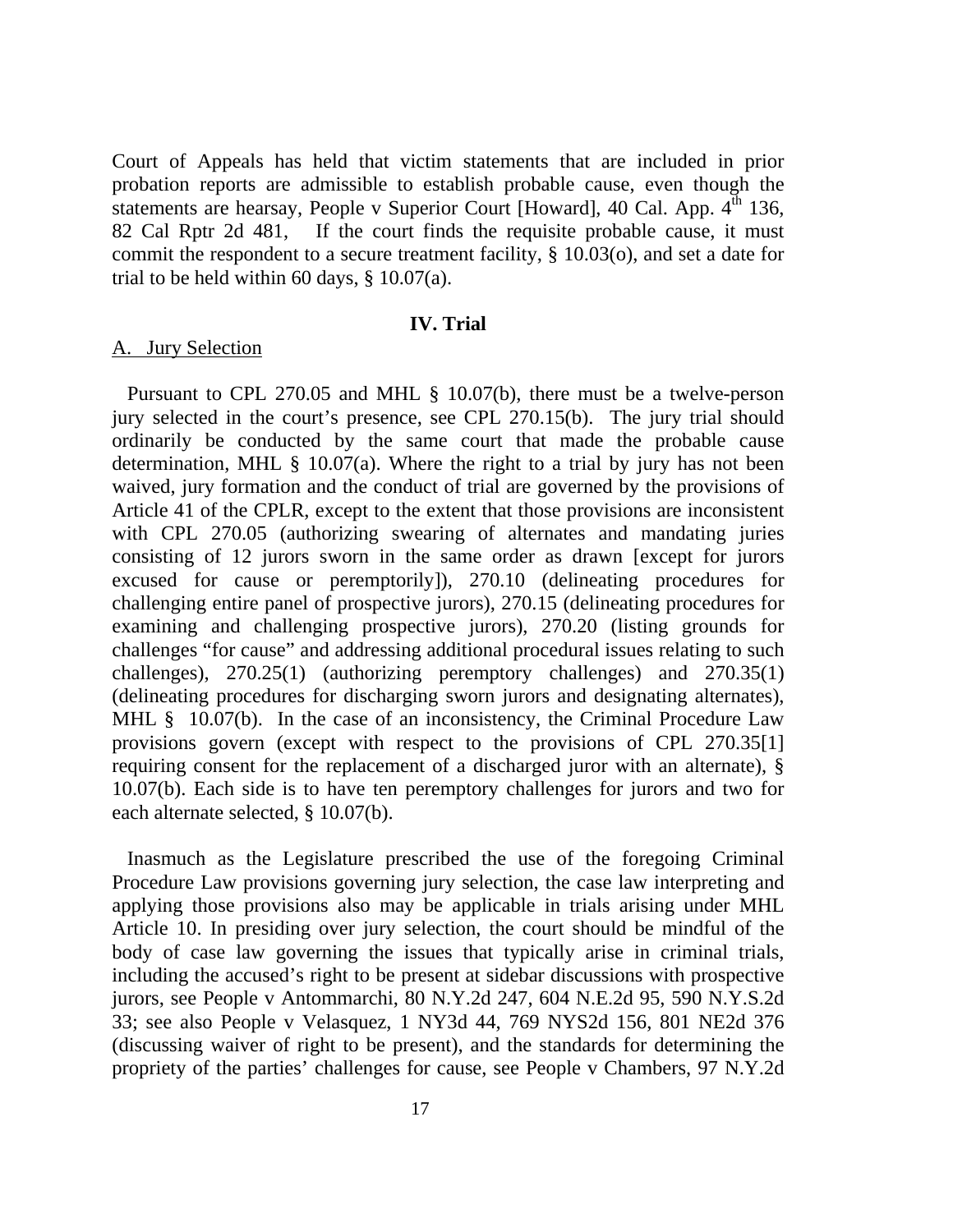Court of Appeals has held that victim statements that are included in prior probation reports are admissible to establish probable cause, even though the statements are hearsay, People v Superior Court [Howard], 40 Cal. App. 4th 136, 82 Cal Rptr 2d 481, If the court finds the requisite probable cause, it must commit the respondent to a secure treatment facility, § 10.03(o), and set a date for trial to be held within 60 days, § 10.07(a).

## IV. Trial

A. Jury Selection

Pursuant to CPL 270.05 and MHL § 10.07(b), there must be a twelve-person jury selected in the court's presence, see CPL 270.15(b). The jury trial should ordinarily be conducted by the same court that made the probable cause determination, MHL § 10.07(a). Where the right to a trial by jury has not been waived, jury formation and the conduct of trial are governed by the provisions of Article 41 of the CPLR, except to the extent that those provisions are inconsistent with CPL 270.05 (authorizing swearing of alternates and mandating juries consisting of 12 jurors sworn in the same order as drawn [except for jurors excused for cause or peremptorily]), 270.10 (delineating procedures for challenging entire panel of prospective jurors), 270.15 (delineating procedures for examining and challenging prospective jurors), 270.20 (listing grounds for challenges "for cause" and addressing additional procedural issues relating to such challenges), 270.25(1) (authorizing peremptory challenges) and 270.35(1) (delineating procedures for discharging sworn jurors and designating alternates), MHL § 10.07(b). In the case of an inconsistency, the Criminal Procedure Law provisions govern (except with respect to the provisions of CPL 270.35[1] requiring consent for the replacement of a discharged juror with an alternate), § 10.07(b). Each side is to have ten peremptory challenges for jurors and two for each alternate selected, § 10.07(b).

Inasmuch as the Legislature prescribed the use of the foregoing Criminal Procedure Law provisions governing jury selection, the case law interpreting and applying those provisions also may be applicable in trials arising under MHL Article 10. In presiding over jury selection, the court should be mindful of the body of case law governing the issues that typically arise in criminal trials, including the accused's right to be present at sidebar discussions with prospective jurors, see People v Antommarchi, 80 N.Y.2d 247, 604 N.E.2d 95, 590 N.Y.S.2d 33; see also People v Velasquez, 1 NY3d 44, 769 NYS2d 156, 801 NE2d 376 (discussing waiver of right to be present), and the standards for determining the propriety of the parties' challenges for cause, see People v Chambers, 97 N.Y.2d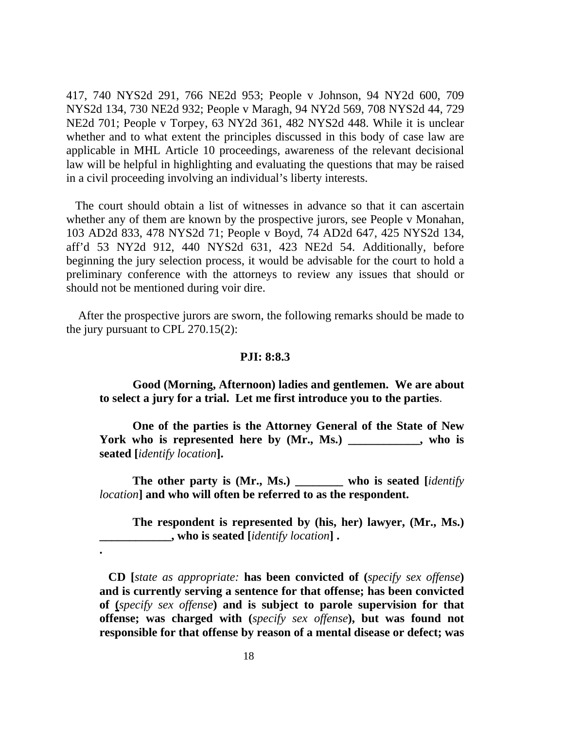417, 740 NYS2d 291, 766 NE2d 953; People v Johnson, 94 NY2d 600, 709 NYS2d 134, 730 NE2d 932; People v Maragh, 94 NY2d 569, 708 NYS2d 44, 729 NE2d 701; People v Torpey, 63 NY2d 361, 482 NYS2d 448. While it is unclear whether and to what extent the principles discussed in this body of case law are applicable in MHL Article 10 proceedings, awareness of the relevant decisional law will be helpful in highlighting and evaluating the questions that may be raised in a civil proceeding involving an individual's liberty interests.

The court should obtain a list of witnesses in advance so that it can ascertain whether any of them are known by the prospective jurors, see People v Monahan, 103 AD2d 833, 478 NYS2d 71; People v Boyd, 74 AD2d 647, 425 NYS2d 134, aff'd 53 NY2d 912, 440 NYS2d 631, 423 NE2d 54. Additionally, before beginning the jury selection process, it would be advisable for the court to hold a preliminary conference with the attorneys to review any issues that should or should not be mentioned during voir dire.

After the prospective jurors are sworn, the following remarks should be made to the jury pursuant to CPL 270.15(2):

**PJI: 8:8.3**

**Good (Morning, Afternoon) ladies and gentlemen. We are about to select a jury for a trial. Let me first introduce you to the parties**.

**One of the parties is the Attorney General of the State of New York who is represented here by (Mr., Ms.) ____________, who is seated [***identify location***].**

**The other party is (Mr., Ms.) ________ who is seated [***identify location***] and who will often be referred to as the respondent.**

**The respondent is represented by (his, her) lawyer, (Mr., Ms.) ____________, who is seated [***identify location***] .**

**.**

**CD [***state as appropriate:* **has been convicted of (***specify sex offense***) and is currently serving a sentence for that offense; has been convicted of (***specify sex offense***) and is subject to parole supervision for that offense; was charged with (***specify sex offense***), but was found not responsible for that offense by reason of a mental disease or defect; was**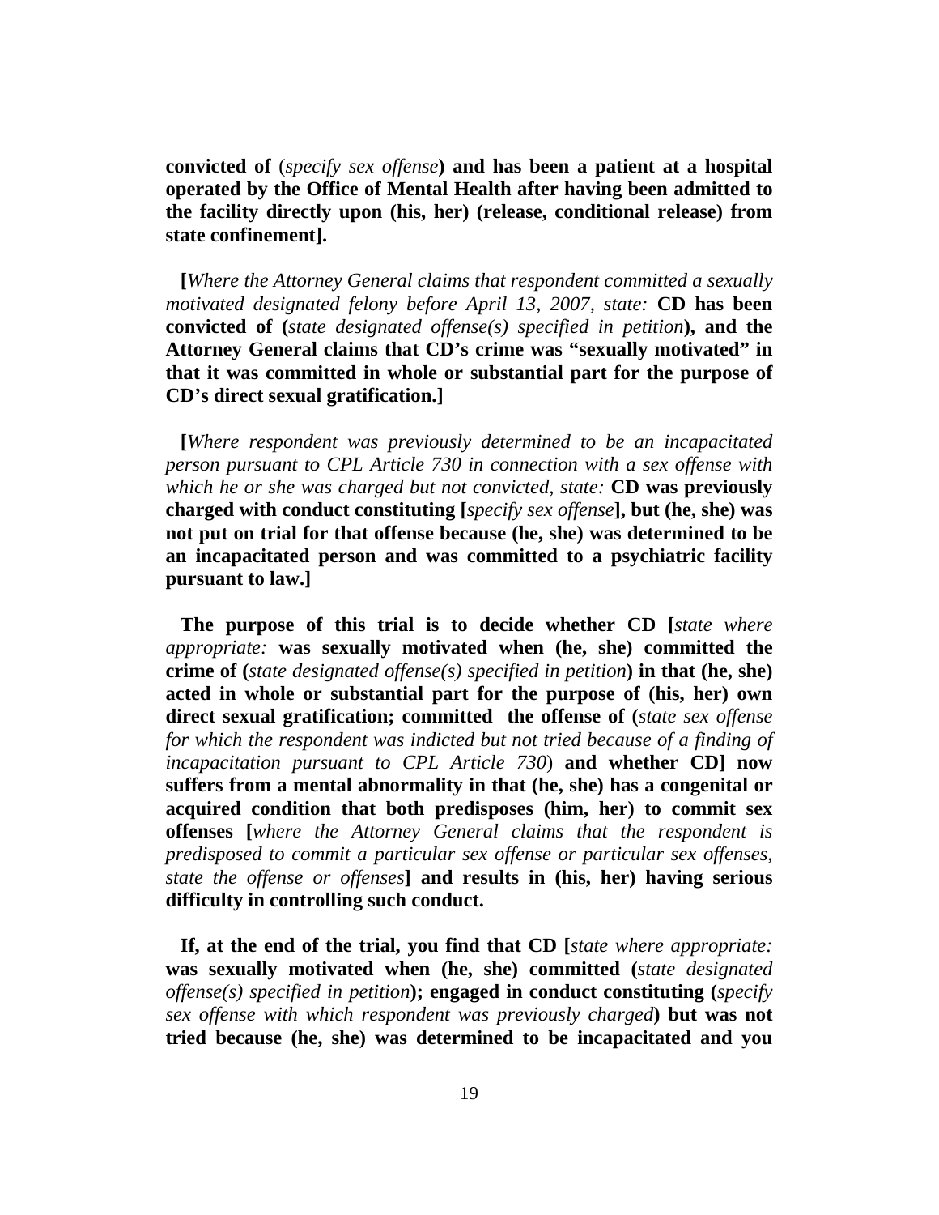**convicted of** (*specify sex offense*) **and has been a patient at a hospital operated by the Office of Mental Health after having been admitted to the facility directly upon (his, her) (release, conditional release) from state confinement].**

**[***Where the Attorney General claims that respondent committed a sexually motivated designated felony before April 13, 2007, state:* **CD has been convicted of (***state designated offense(s) specified in petition***), and the Attorney General claims that CD's crime was "sexually motivated" in that it was committed in whole or substantial part for the purpose of CD's direct sexual gratification.]**

**[***Where respondent was previously determined to be an incapacitated person pursuant to CPL Article 730 in connection with a sex offense with which he or she was charged but not convicted, state:* **CD was previously charged with conduct constituting [***specify sex offense***], but (he, she) was not put on trial for that offense because (he, she) was determined to be an incapacitated person and was committed to a psychiatric facility pursuant to law.]**

**The purpose of this trial is to decide whether CD [***state where appropriate:* **was sexually motivated when (he, she) committed the crime of (***state designated offense(s) specified in petition***) in that (he, she) acted in whole or substantial part for the purpose of (his, her) own direct sexual gratification; committed the offense of (***state sex offense for which the respondent was indicted but not tried because of a finding of incapacitation pursuant to CPL Article 730***) and whether CD] now suffers from a mental abnormality in that (he, she) has a congenital or acquired condition that both predisposes (him, her) to commit sex offenses [***where the Attorney General claims that the respondent is predisposed to commit a particular sex offense or particular sex offenses, state the offense or offenses***] and results in (his, her) having serious difficulty in controlling such conduct.**

**If, at the end of the trial, you find that CD [***state where appropriate:* **was sexually motivated when (he, she) committed (***state designated offense(s) specified in petition***); engaged in conduct constituting (***specify sex offense with which respondent was previously charged***) but was not tried because (he, she) was determined to be incapacitated and you**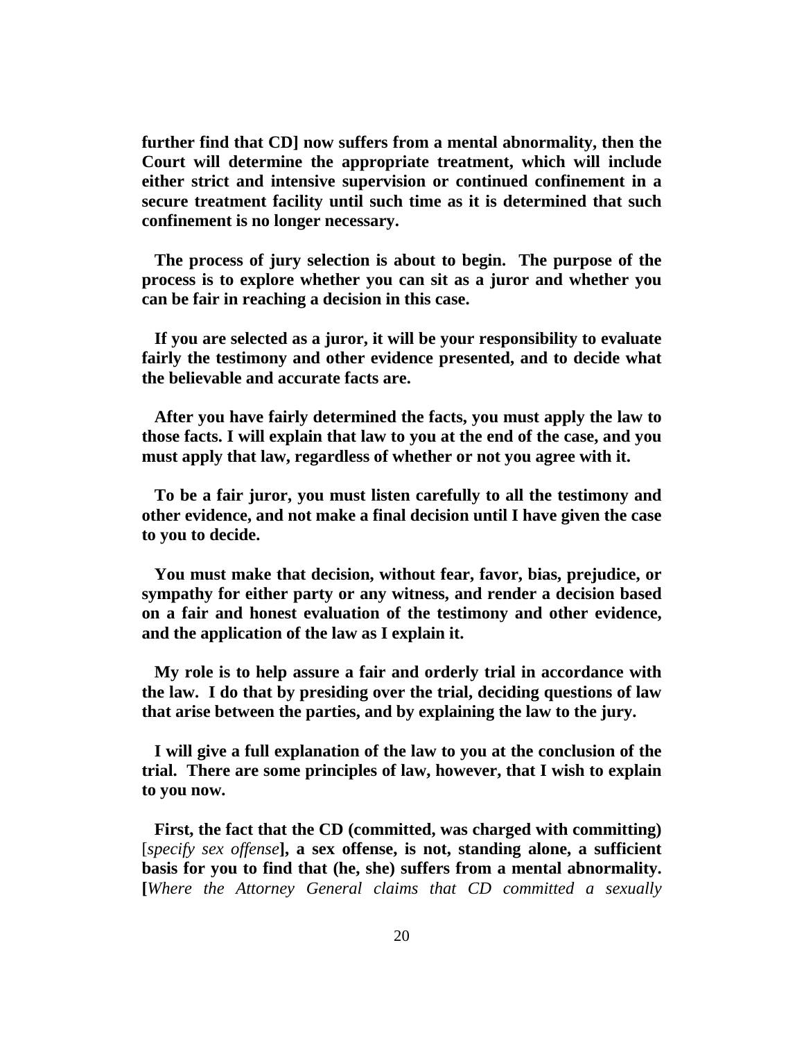**further find that CD] now suffers from a mental abnormality, then the Court will determine the appropriate treatment, which will include either strict and intensive supervision or continued confinement in a secure treatment facility until such time as it is determined that such confinement is no longer necessary.**

**The process of jury selection is about to begin. The purpose of the process is to explore whether you can sit as a juror and whether you can be fair in reaching a decision in this case.**

**If you are selected as a juror, it will be your responsibility to evaluate fairly the testimony and other evidence presented, and to decide what the believable and accurate facts are.**

**After you have fairly determined the facts, you must apply the law to those facts. I will explain that law to you at the end of the case, and you must apply that law, regardless of whether or not you agree with it.**

**To be a fair juror, you must listen carefully to all the testimony and other evidence, and not make a final decision until I have given the case to you to decide.**

**You must make that decision, without fear, favor, bias, prejudice, or sympathy for either party or any witness, and render a decision based on a fair and honest evaluation of the testimony and other evidence, and the application of the law as I explain it.**

**My role is to help assure a fair and orderly trial in accordance with the law. I do that by presiding over the trial, deciding questions of law that arise between the parties, and by explaining the law to the jury.**

**I will give a full explanation of the law to you at the conclusion of the trial. There are some principles of law, however, that I wish to explain to you now.**

**First, the fact that the CD (committed, was charged with committing)** [*specify sex offense*]**, a sex offense, is not, standing alone, a sufficient basis for you to find that (he, she) suffers from a mental abnormality. [***Where the Attorney General claims that CD committed a sexually*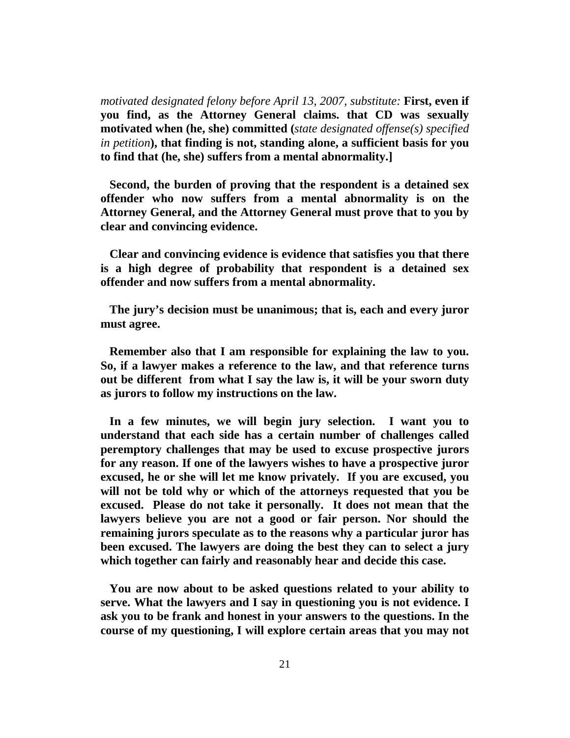*motivated designated felony before April 13, 2007, substitute:* **First, even if you find, as the Attorney General claims. that CD was sexually motivated when (he, she) committed (***state designated offense(s) specified in petition***), that finding is not, standing alone, a sufficient basis for you to find that (he, she) suffers from a mental abnormality.]**

**Second, the burden of proving that the respondent is a detained sex offender who now suffers from a mental abnormality is on the Attorney General, and the Attorney General must prove that to you by clear and convincing evidence.**

**Clear and convincing evidence is evidence that satisfies you that there is a high degree of probability that respondent is a detained sex offender and now suffers from a mental abnormality.**

**The jury's decision must be unanimous; that is, each and every juror must agree.**

**Remember also that I am responsible for explaining the law to you. So, if a lawyer makes a reference to the law, and that reference turns out be different from what I say the law is, it will be your sworn duty as jurors to follow my instructions on the law.**

**In a few minutes, we will begin jury selection. I want you to understand that each side has a certain number of challenges called peremptory challenges that may be used to excuse prospective jurors for any reason. If one of the lawyers wishes to have a prospective juror excused, he or she will let me know privately. If you are excused, you will not be told why or which of the attorneys requested that you be excused. Please do not take it personally. It does not mean that the lawyers believe you are not a good or fair person. Nor should the remaining jurors speculate as to the reasons why a particular juror has been excused. The lawyers are doing the best they can to select a jury which together can fairly and reasonably hear and decide this case.**

**You are now about to be asked questions related to your ability to serve. What the lawyers and I say in questioning you is not evidence. I ask you to be frank and honest in your answers to the questions. In the course of my questioning, I will explore certain areas that you may not**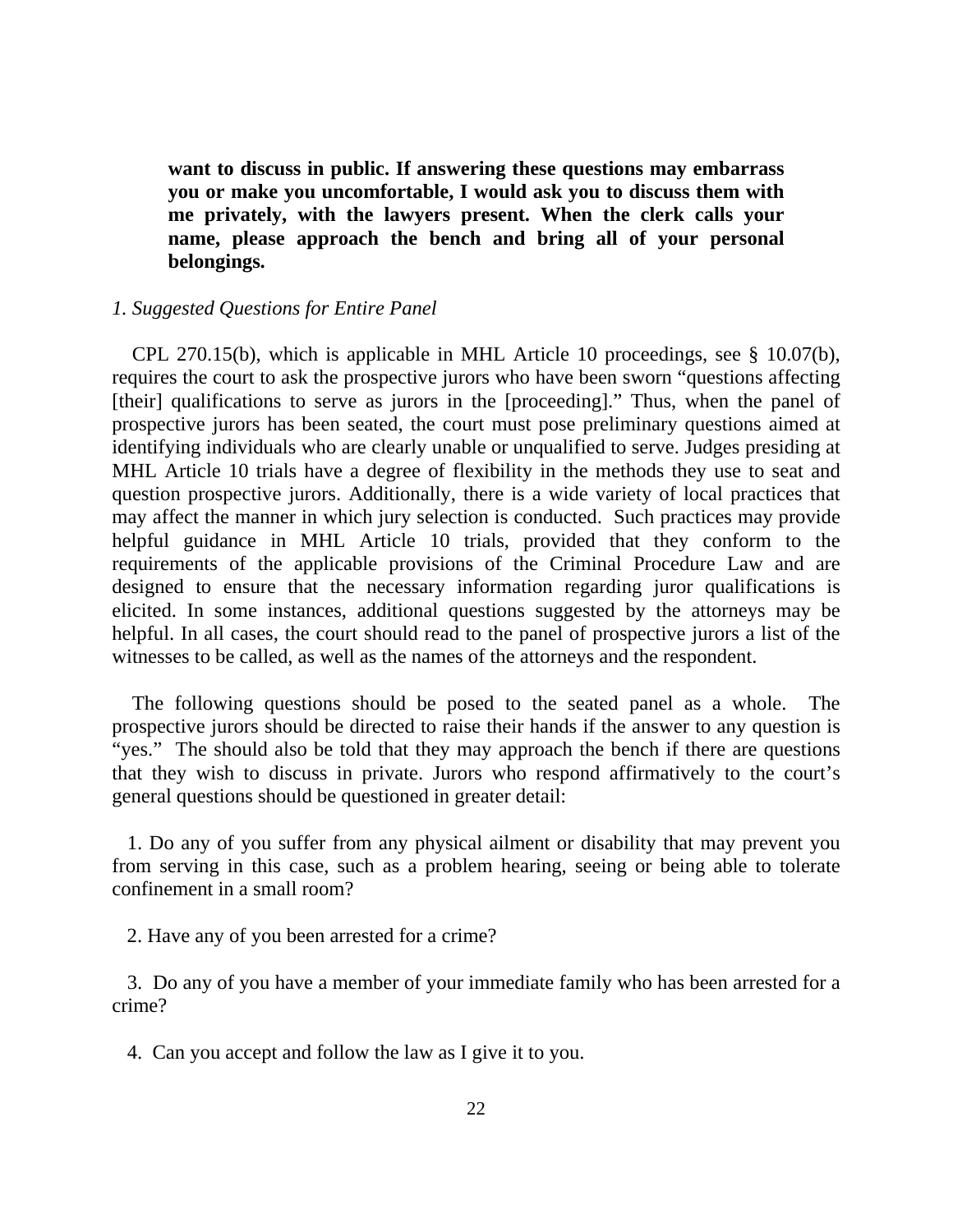**want to discuss in public. If answering these questions may embarrass you or make you uncomfortable, I would ask you to discuss them with me privately, with the lawyers present. When the clerk calls your name, please approach the bench and bring all of your personal belongings.**

*1. Suggested Questions for Entire Panel*

CPL 270.15(b), which is applicable in MHL Article 10 proceedings, see § 10.07(b), requires the court to ask the prospective jurors who have been sworn "questions affecting [their] qualifications to serve as jurors in the [proceeding]." Thus, when the panel of prospective jurors has been seated, the court must pose preliminary questions aimed at identifying individuals who are clearly unable or unqualified to serve. Judges presiding at MHL Article 10 trials have a degree of flexibility in the methods they use to seat and question prospective jurors. Additionally, there is a wide variety of local practices that may affect the manner in which jury selection is conducted. Such practices may provide helpful guidance in MHL Article 10 trials, provided that they conform to the requirements of the applicable provisions of the Criminal Procedure Law and are designed to ensure that the necessary information regarding juror qualifications is elicited. In some instances, additional questions suggested by the attorneys may be helpful. In all cases, the court should read to the panel of prospective jurors a list of the witnesses to be called, as well as the names of the attorneys and the respondent.

The following questions should be posed to the seated panel as a whole. The prospective jurors should be directed to raise their hands if the answer to any question is "yes." The should also be told that they may approach the bench if there are questions that they wish to discuss in private. Jurors who respond affirmatively to the court's general questions should be questioned in greater detail:

1. Do any of you suffer from any physical ailment or disability that may prevent you from serving in this case, such as a problem hearing, seeing or being able to tolerate confinement in a small room?

2. Have any of you been arrested for a crime?

3. Do any of you have a member of your immediate family who has been arrested for a crime?

4. Can you accept and follow the law as I give it to you.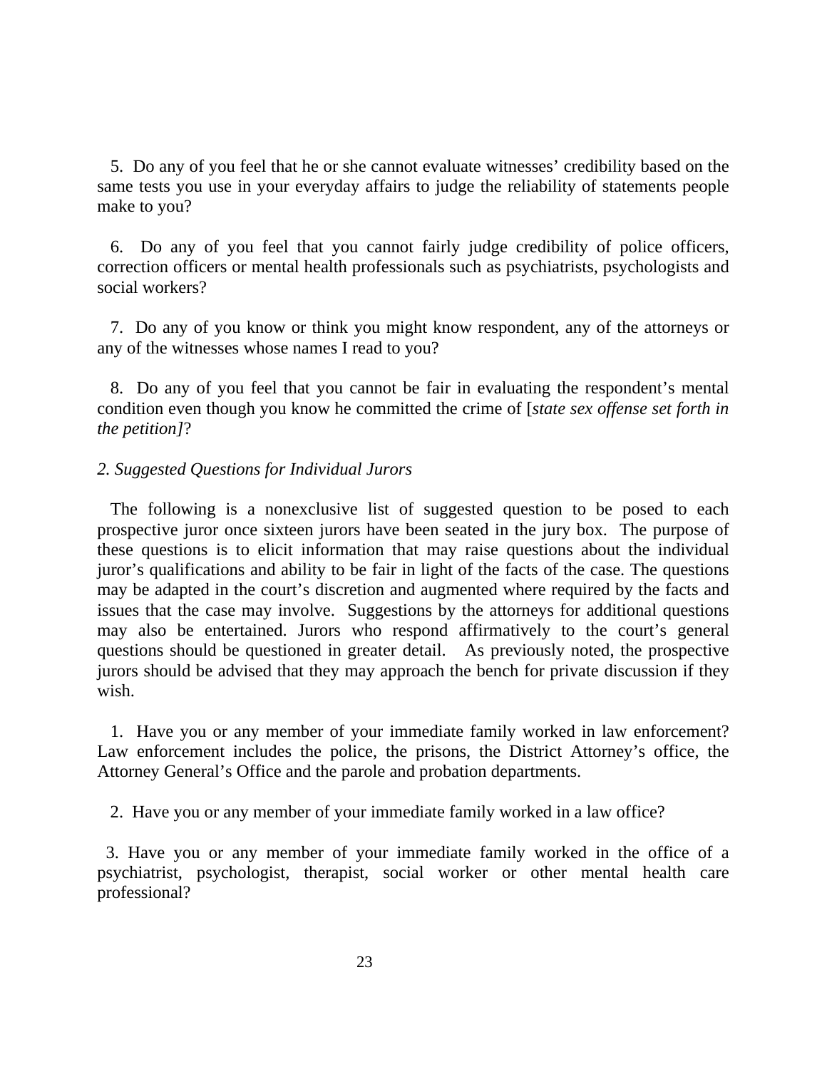5. Do any of you feel that he or she cannot evaluate witnesses' credibility based on the same tests you use in your everyday affairs to judge the reliability of statements people make to you?

6. Do any of you feel that you cannot fairly judge credibility of police officers, correction officers or mental health professionals such as psychiatrists, psychologists and social workers?

7. Do any of you know or think you might know respondent, any of the attorneys or any of the witnesses whose names I read to you?

8. Do any of you feel that you cannot be fair in evaluating the respondent's mental condition even though you know he committed the crime of [*state sex offense set forth in the petition]*?

*2. Suggested Questions for Individual Jurors*

The following is a nonexclusive list of suggested question to be posed to each prospective juror once sixteen jurors have been seated in the jury box. The purpose of these questions is to elicit information that may raise questions about the individual juror's qualifications and ability to be fair in light of the facts of the case. The questions may be adapted in the court's discretion and augmented where required by the facts and issues that the case may involve. Suggestions by the attorneys for additional questions may also be entertained. Jurors who respond affirmatively to the court's general questions should be questioned in greater detail. As previously noted, the prospective jurors should be advised that they may approach the bench for private discussion if they wish.

1. Have you or any member of your immediate family worked in law enforcement? Law enforcement includes the police, the prisons, the District Attorney's office, the Attorney General's Office and the parole and probation departments.

2. Have you or any member of your immediate family worked in a law office?

3. Have you or any member of your immediate family worked in the office of a psychiatrist, psychologist, therapist, social worker or other mental health care professional?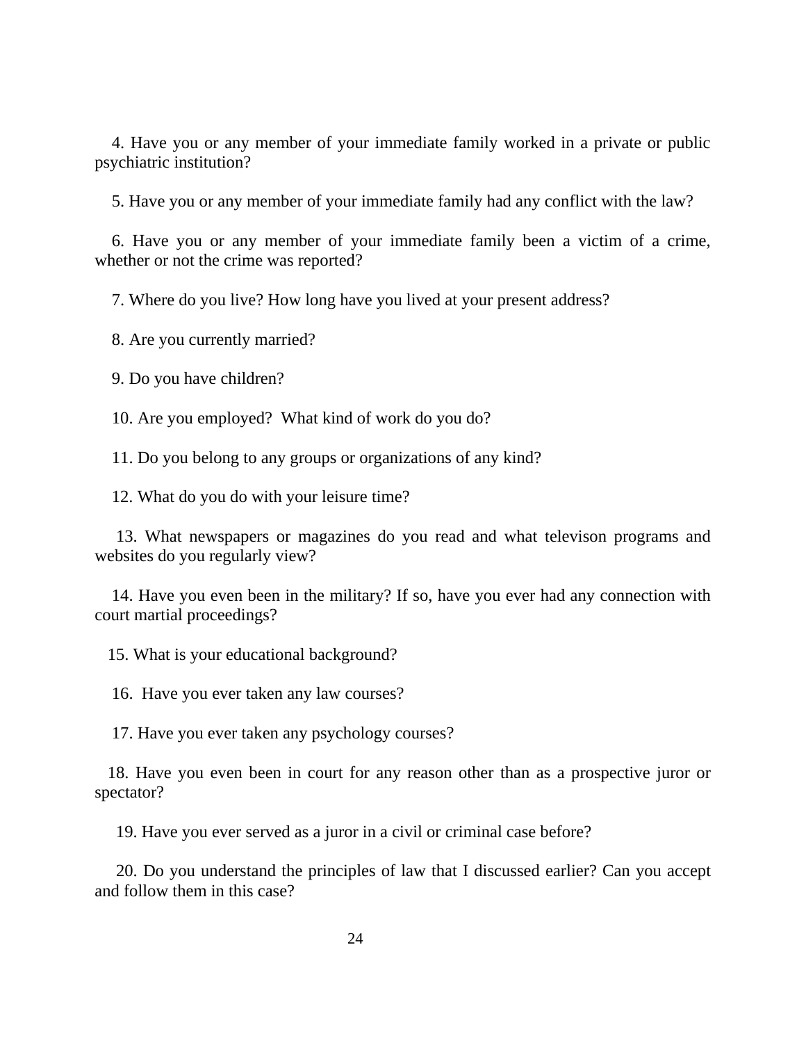4. Have you or any member of your immediate family worked in a private or public psychiatric institution?

5. Have you or any member of your immediate family had any conflict with the law?

6. Have you or any member of your immediate family been a victim of a crime, whether or not the crime was reported?

7. Where do you live? How long have you lived at your present address?

8. Are you currently married?

9. Do you have children?

10. Are you employed? What kind of work do you do?

11. Do you belong to any groups or organizations of any kind?

12. What do you do with your leisure time?

13. What newspapers or magazines do you read and what televison programs and websites do you regularly view?

14. Have you even been in the military? If so, have you ever had any connection with court martial proceedings?

15. What is your educational background?

16. Have you ever taken any law courses?

17. Have you ever taken any psychology courses?

18. Have you even been in court for any reason other than as a prospective juror or spectator?

19. Have you ever served as a juror in a civil or criminal case before?

20. Do you understand the principles of law that I discussed earlier? Can you accept and follow them in this case?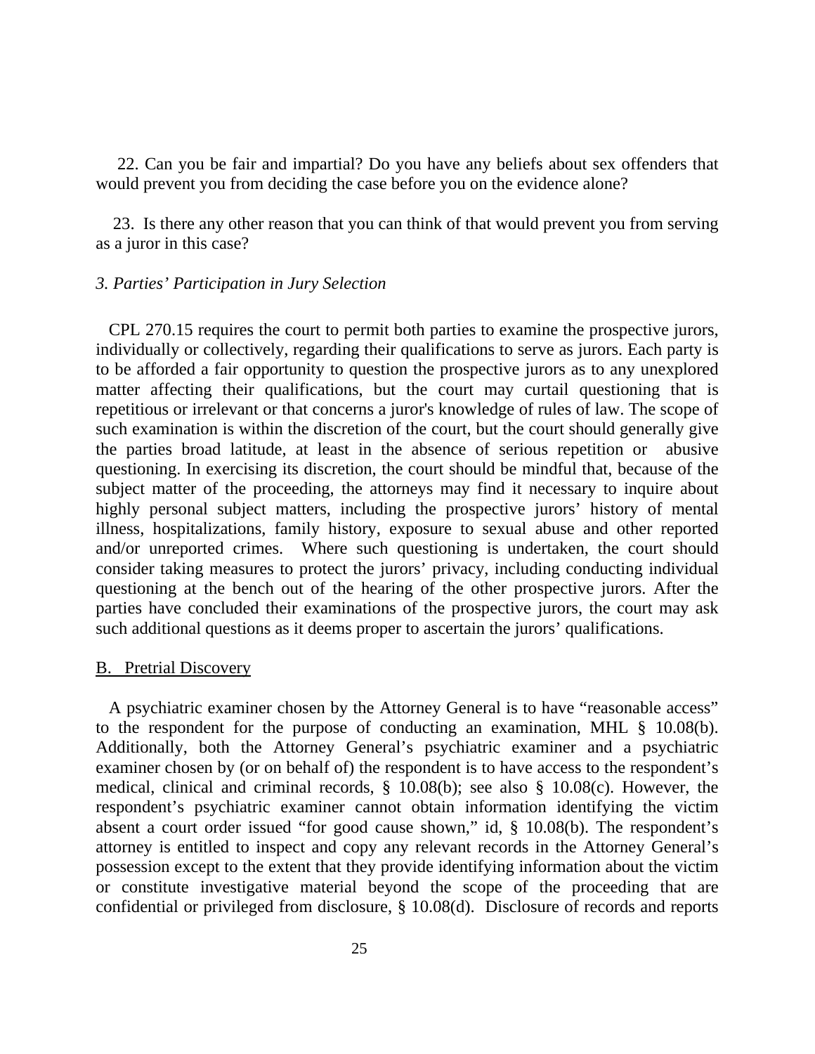22. Can you be fair and impartial? Do you have any beliefs about sex offenders that would prevent you from deciding the case before you on the evidence alone?

23. Is there any other reason that you can think of that would prevent you from serving as a juror in this case?

*3. Parties' Participation in Jury Selection*

CPL 270.15 requires the court to permit both parties to examine the prospective jurors, individually or collectively, regarding their qualifications to serve as jurors. Each party is to be afforded a fair opportunity to question the prospective jurors as to any unexplored matter affecting their qualifications, but the court may curtail questioning that is repetitious or irrelevant or that concerns a juror's knowledge of rules of law. The scope of such examination is within the discretion of the court, but the court should generally give the parties broad latitude, at least in the absence of serious repetition or abusive questioning. In exercising its discretion, the court should be mindful that, because of the subject matter of the proceeding, the attorneys may find it necessary to inquire about highly personal subject matters, including the prospective jurors' history of mental illness, hospitalizations, family history, exposure to sexual abuse and other reported and/or unreported crimes. Where such questioning is undertaken, the court should consider taking measures to protect the jurors' privacy, including conducting individual questioning at the bench out of the hearing of the other prospective jurors. After the parties have concluded their examinations of the prospective jurors, the court may ask such additional questions as it deems proper to ascertain the jurors' qualifications.

B. Pretrial Discovery

A psychiatric examiner chosen by the Attorney General is to have "reasonable access" to the respondent for the purpose of conducting an examination, MHL § 10.08(b). Additionally, both the Attorney General's psychiatric examiner and a psychiatric examiner chosen by (or on behalf of) the respondent is to have access to the respondent's medical, clinical and criminal records, § 10.08(b); see also § 10.08(c). However, the respondent's psychiatric examiner cannot obtain information identifying the victim absent a court order issued "for good cause shown," id, § 10.08(b). The respondent's attorney is entitled to inspect and copy any relevant records in the Attorney General's possession except to the extent that they provide identifying information about the victim or constitute investigative material beyond the scope of the proceeding that are confidential or privileged from disclosure, § 10.08(d). Disclosure of records and reports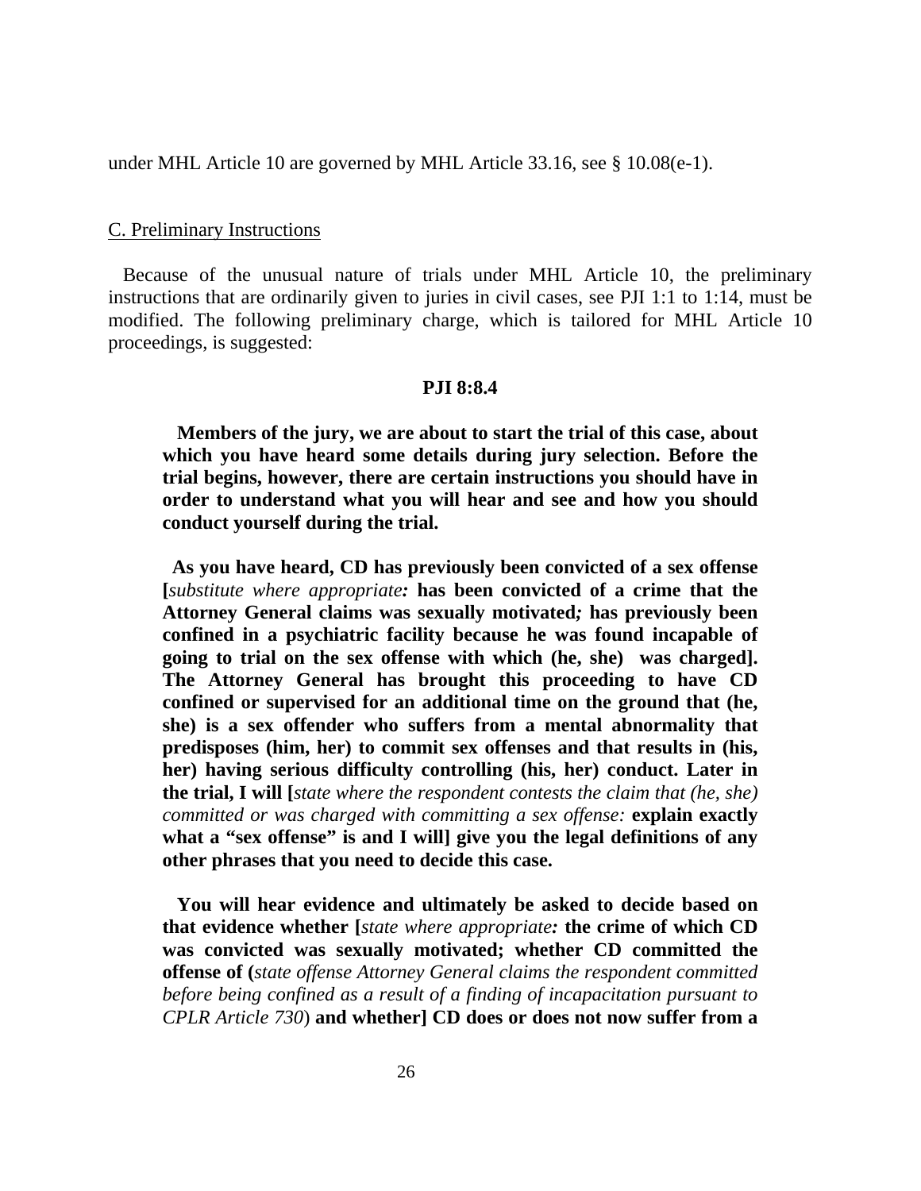under MHL Article 10 are governed by MHL Article 33.16, see § 10.08(e-1).

C. Preliminary Instructions

Because of the unusual nature of trials under MHL Article 10, the preliminary instructions that are ordinarily given to juries in civil cases, see PJI 1:1 to 1:14, must be modified. The following preliminary charge, which is tailored for MHL Article 10 proceedings, is suggested:

**PJI 8:8.4**

**Members of the jury, we are about to start the trial of this case, about which you have heard some details during jury selection. Before the trial begins, however, there are certain instructions you should have in order to understand what you will hear and see and how you should conduct yourself during the trial.**

**As you have heard, CD has previously been convicted of a sex offense [***substitute where appropriate***: has been convicted of a crime that the Attorney General claims was sexually motivated***;*** has previously been confined in a psychiatric facility because he was found incapable of going to trial on the sex offense with which (he, she) was charged]. The Attorney General has brought this proceeding to have CD confined or supervised for an additional time on the ground that (he, she) is a sex offender who suffers from a mental abnormality that predisposes (him, her) to commit sex offenses and that results in (his, her) having serious difficulty controlling (his, her) conduct. Later in the trial, I will [***state where the respondent contests the claim that (he, she) committed or was charged with committing a sex offense:* **explain exactly what a "sex offense" is and I will] give you the legal definitions of any other phrases that you need to decide this case.**

**You will hear evidence and ultimately be asked to decide based on that evidence whether [***state where appropriate***: the crime of which CD was convicted was sexually motivated; whether CD committed the offense of (***state offense Attorney General claims the respondent committed before being confined as a result of a finding of incapacitation pursuant to CPLR Article 730*) **and whether] CD does or does not now suffer from a**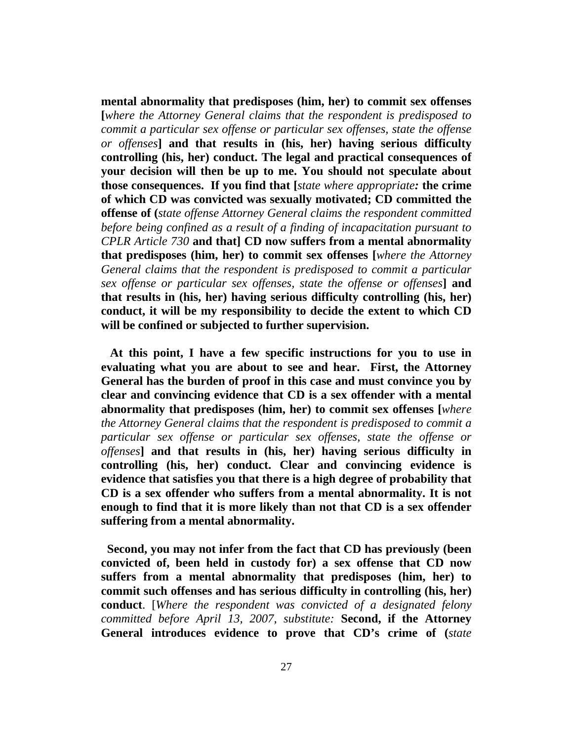**mental abnormality that predisposes (him, her) to commit sex offenses [***where the Attorney General claims that the respondent is predisposed to commit a particular sex offense or particular sex offenses, state the offense or offenses***] and that results in (his, her) having serious difficulty controlling (his, her) conduct. The legal and practical consequences of your decision will then be up to me. You should not speculate about those consequences. If you find that [***state where appropriate:* **the crime of which CD was convicted was sexually motivated; CD committed the offense of (***state offense Attorney General claims the respondent committed before being confined as a result of a finding of incapacitation pursuant to CPLR Article 730* **and that] CD now suffers from a mental abnormality that predisposes (him, her) to commit sex offenses [***where the Attorney General claims that the respondent is predisposed to commit a particular sex offense or particular sex offenses, state the offense or offenses***] and that results in (his, her) having serious difficulty controlling (his, her) conduct, it will be my responsibility to decide the extent to which CD will be confined or subjected to further supervision.**

**At this point, I have a few specific instructions for you to use in evaluating what you are about to see and hear. First, the Attorney General has the burden of proof in this case and must convince you by clear and convincing evidence that CD is a sex offender with a mental abnormality that predisposes (him, her) to commit sex offenses [***where the Attorney General claims that the respondent is predisposed to commit a particular sex offense or particular sex offenses, state the offense or offenses***] and that results in (his, her) having serious difficulty in controlling (his, her) conduct. Clear and convincing evidence is evidence that satisfies you that there is a high degree of probability that CD is a sex offender who suffers from a mental abnormality. It is not enough to find that it is more likely than not that CD is a sex offender suffering from a mental abnormality.**

**Second, you may not infer from the fact that CD has previously (been convicted of, been held in custody for) a sex offense that CD now suffers from a mental abnormality that predisposes (him, her) to commit such offenses and has serious difficulty in controlling (his, her) conduct**. [*Where the respondent was convicted of a designated felony committed before April 13, 2007, substitute:* **Second, if the Attorney General introduces evidence to prove that CD's crime of (***state*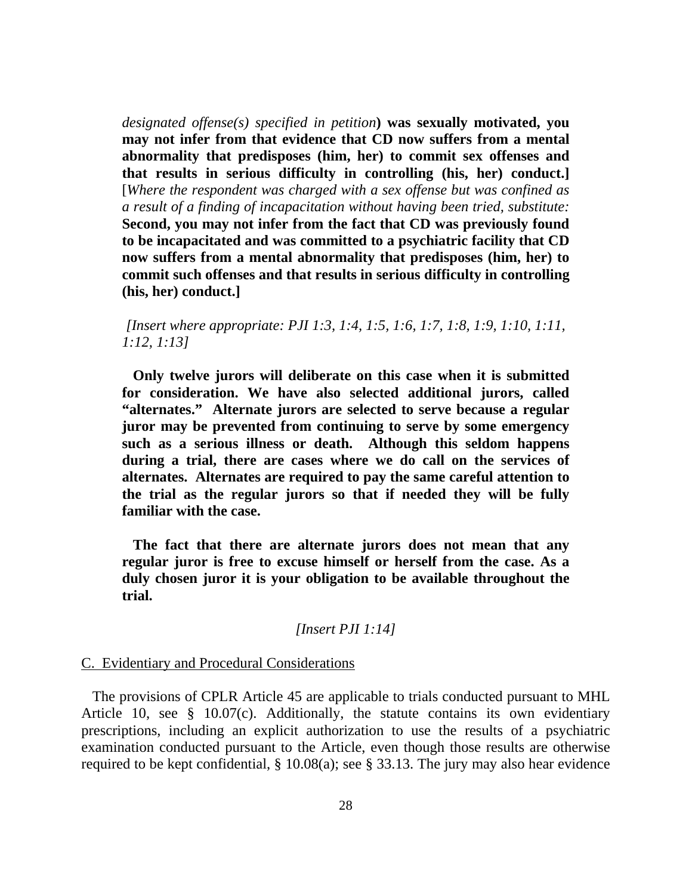*designated offense(s) specified in petition*) **was sexually motivated, you may not infer from that evidence that CD now suffers from a mental abnormality that predisposes (him, her) to commit sex offenses and that results in serious difficulty in controlling (his, her) conduct.]** [*Where the respondent was charged with a sex offense but was confined as a result of a finding of incapacitation without having been tried, substitute:* **Second, you may not infer from the fact that CD was previously found to be incapacitated and was committed to a psychiatric facility that CD now suffers from a mental abnormality that predisposes (him, her) to commit such offenses and that results in serious difficulty in controlling (his, her) conduct.]**

*[Insert where appropriate: PJI 1:3, 1:4, 1:5, 1:6, 1:7, 1:8, 1:9, 1:10, 1:11, 1:12, 1:13]*

**Only twelve jurors will deliberate on this case when it is submitted for consideration. We have also selected additional jurors, called "alternates." Alternate jurors are selected to serve because a regular juror may be prevented from continuing to serve by some emergency such as a serious illness or death. Although this seldom happens during a trial, there are cases where we do call on the services of alternates. Alternates are required to pay the same careful attention to the trial as the regular jurors so that if needed they will be fully familiar with the case.**

**The fact that there are alternate jurors does not mean that any regular juror is free to excuse himself or herself from the case. As a duly chosen juror it is your obligation to be available throughout the trial.**

*[Insert PJI 1:14]*

C. Evidentiary and Procedural Considerations

The provisions of CPLR Article 45 are applicable to trials conducted pursuant to MHL Article 10, see § 10.07(c). Additionally, the statute contains its own evidentiary prescriptions, including an explicit authorization to use the results of a psychiatric examination conducted pursuant to the Article, even though those results are otherwise required to be kept confidential, § 10.08(a); see § 33.13. The jury may also hear evidence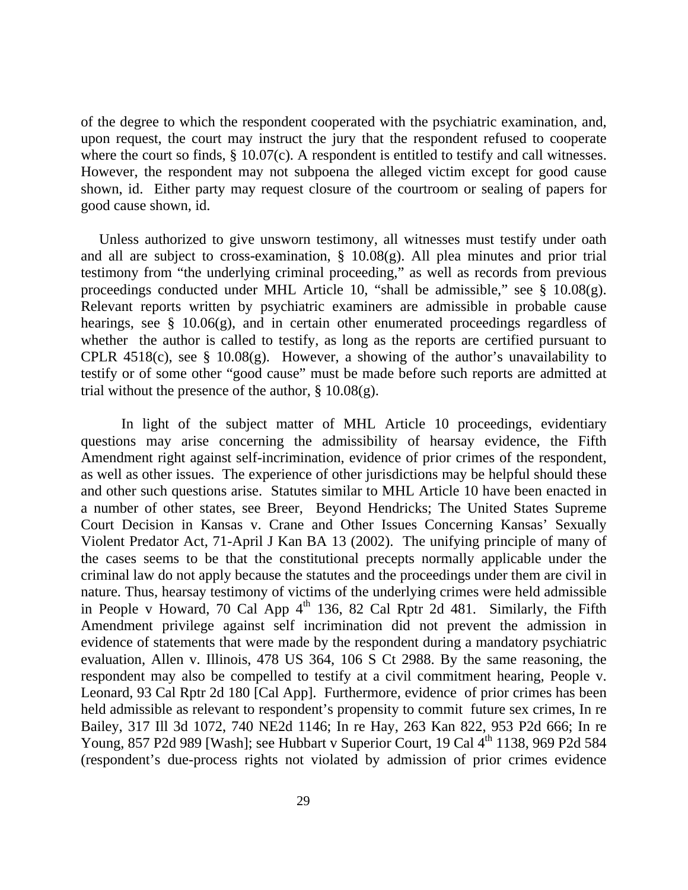of the degree to which the respondent cooperated with the psychiatric examination, and, upon request, the court may instruct the jury that the respondent refused to cooperate where the court so finds, § 10.07(c). A respondent is entitled to testify and call witnesses. However, the respondent may not subpoena the alleged victim except for good cause shown, id. Either party may request closure of the courtroom or sealing of papers for good cause shown, id.

Unless authorized to give unsworn testimony, all witnesses must testify under oath and all are subject to cross-examination, § 10.08(g). All plea minutes and prior trial testimony from "the underlying criminal proceeding," as well as records from previous proceedings conducted under MHL Article 10, "shall be admissible," see § 10.08(g). Relevant reports written by psychiatric examiners are admissible in probable cause hearings, see § 10.06(g), and in certain other enumerated proceedings regardless of whether the author is called to testify, as long as the reports are certified pursuant to CPLR 4518(c), see § 10.08(g). However, a showing of the author's unavailability to testify or of some other "good cause" must be made before such reports are admitted at trial without the presence of the author, § 10.08(g).

In light of the subject matter of MHL Article 10 proceedings, evidentiary questions may arise concerning the admissibility of hearsay evidence, the Fifth Amendment right against self-incrimination, evidence of prior crimes of the respondent, as well as other issues. The experience of other jurisdictions may be helpful should these and other such questions arise. Statutes similar to MHL Article 10 have been enacted in a number of other states, see Breer, Beyond Hendricks; The United States Supreme Court Decision in Kansas v. Crane and Other Issues Concerning Kansas' Sexually Violent Predator Act, 71-April J Kan BA 13 (2002). The unifying principle of many of the cases seems to be that the constitutional precepts normally applicable under the criminal law do not apply because the statutes and the proceedings under them are civil in nature. Thus, hearsay testimony of victims of the underlying crimes were held admissible in People v Howard, 70 Cal App 4th 136, 82 Cal Rptr 2d 481. Similarly, the Fifth Amendment privilege against self incrimination did not prevent the admission in evidence of statements that were made by the respondent during a mandatory psychiatric evaluation, Allen v. Illinois, 478 US 364, 106 S Ct 2988. By the same reasoning, the respondent may also be compelled to testify at a civil commitment hearing, People v. Leonard, 93 Cal Rptr 2d 180 [Cal App]. Furthermore, evidence of prior crimes has been held admissible as relevant to respondent's propensity to commit future sex crimes, In re Bailey, 317 Ill 3d 1072, 740 NE2d 1146; In re Hay, 263 Kan 822, 953 P2d 666; In re Young, 857 P2d 989 [Wash]; see Hubbart v Superior Court, 19 Cal 4th 1138, 969 P2d 584 (respondent's due-process rights not violated by admission of prior crimes evidence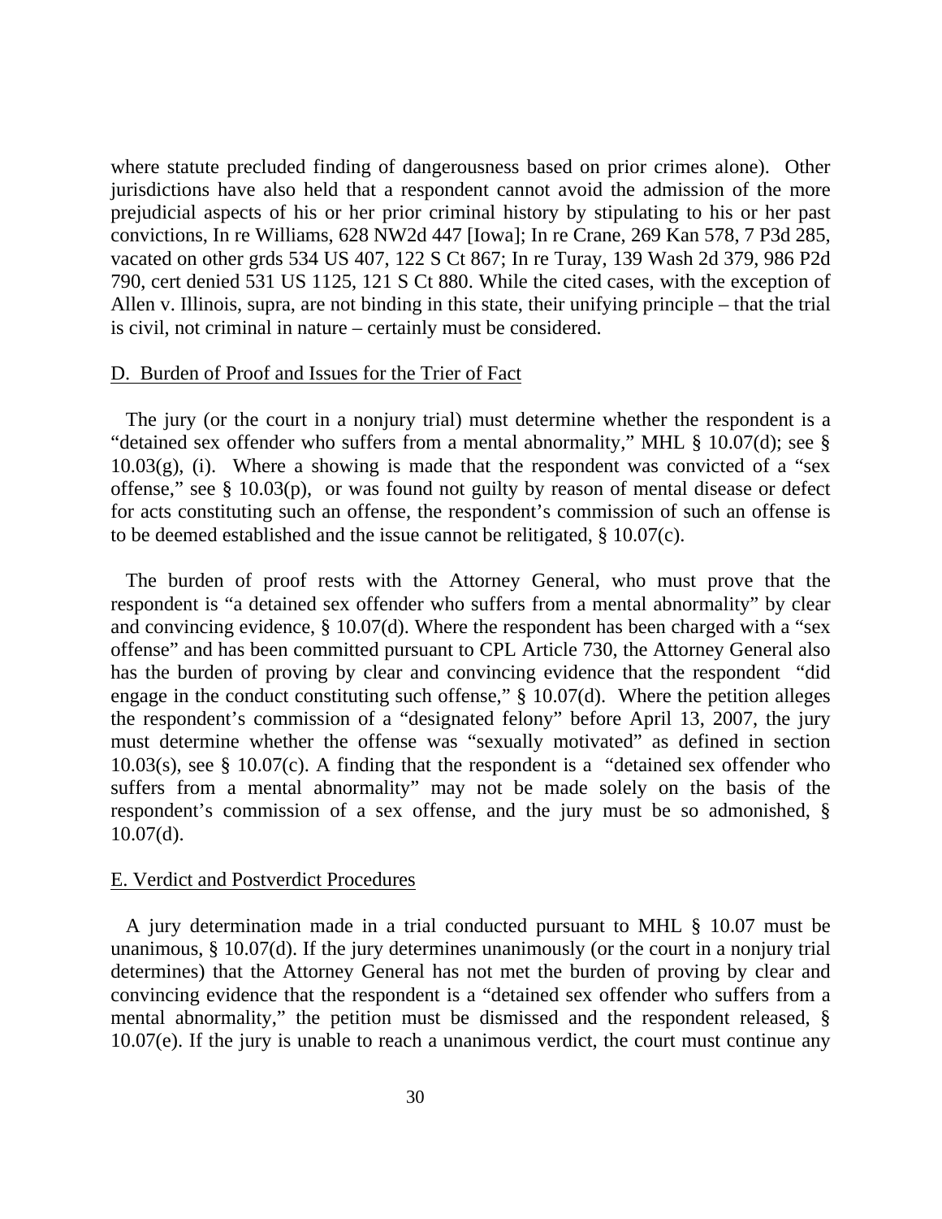where statute precluded finding of dangerousness based on prior crimes alone). Other jurisdictions have also held that a respondent cannot avoid the admission of the more prejudicial aspects of his or her prior criminal history by stipulating to his or her past convictions, In re Williams, 628 NW2d 447 [Iowa]; In re Crane, 269 Kan 578, 7 P3d 285, vacated on other grds 534 US 407, 122 S Ct 867; In re Turay, 139 Wash 2d 379, 986 P2d 790, cert denied 531 US 1125, 121 S Ct 880. While the cited cases, with the exception of Allen v. Illinois, supra, are not binding in this state, their unifying principle – that the trial is civil, not criminal in nature – certainly must be considered.

D. Burden of Proof and Issues for the Trier of Fact

The jury (or the court in a nonjury trial) must determine whether the respondent is a "detained sex offender who suffers from a mental abnormality," MHL § 10.07(d); see § 10.03(g), (i). Where a showing is made that the respondent was convicted of a "sex offense," see § 10.03(p), or was found not guilty by reason of mental disease or defect for acts constituting such an offense, the respondent's commission of such an offense is to be deemed established and the issue cannot be relitigated, § 10.07(c).

The burden of proof rests with the Attorney General, who must prove that the respondent is "a detained sex offender who suffers from a mental abnormality" by clear and convincing evidence, § 10.07(d). Where the respondent has been charged with a "sex offense" and has been committed pursuant to CPL Article 730, the Attorney General also has the burden of proving by clear and convincing evidence that the respondent "did engage in the conduct constituting such offense," § 10.07(d). Where the petition alleges the respondent's commission of a "designated felony" before April 13, 2007, the jury must determine whether the offense was "sexually motivated" as defined in section 10.03(s), see § 10.07(c). A finding that the respondent is a "detained sex offender who suffers from a mental abnormality" may not be made solely on the basis of the respondent's commission of a sex offense, and the jury must be so admonished, § 10.07(d).

E. Verdict and Postverdict Procedures

A jury determination made in a trial conducted pursuant to MHL § 10.07 must be unanimous, § 10.07(d). If the jury determines unanimously (or the court in a nonjury trial determines) that the Attorney General has not met the burden of proving by clear and convincing evidence that the respondent is a "detained sex offender who suffers from a mental abnormality," the petition must be dismissed and the respondent released, § 10.07(e). If the jury is unable to reach a unanimous verdict, the court must continue any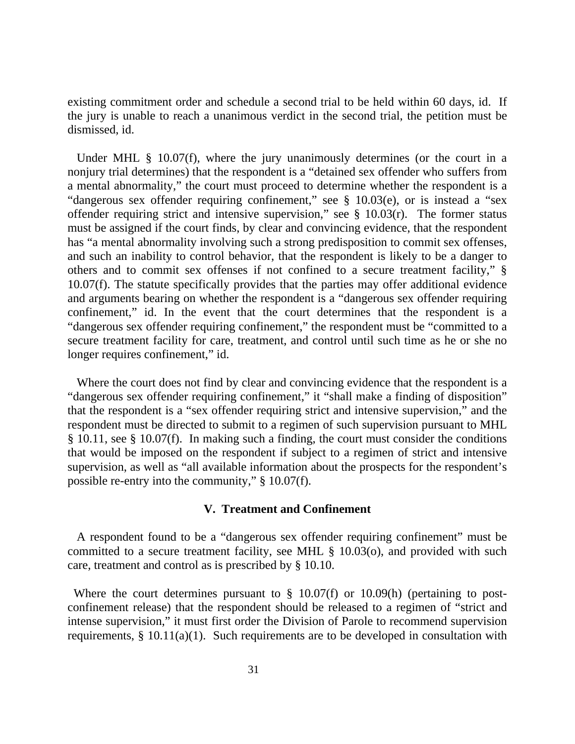existing commitment order and schedule a second trial to be held within 60 days, id. If the jury is unable to reach a unanimous verdict in the second trial, the petition must be dismissed, id.

Under MHL § 10.07(f), where the jury unanimously determines (or the court in a nonjury trial determines) that the respondent is a "detained sex offender who suffers from a mental abnormality," the court must proceed to determine whether the respondent is a "dangerous sex offender requiring confinement," see § 10.03(e), or is instead a "sex offender requiring strict and intensive supervision," see § 10.03(r). The former status must be assigned if the court finds, by clear and convincing evidence, that the respondent has "a mental abnormality involving such a strong predisposition to commit sex offenses, and such an inability to control behavior, that the respondent is likely to be a danger to others and to commit sex offenses if not confined to a secure treatment facility," § 10.07(f). The statute specifically provides that the parties may offer additional evidence and arguments bearing on whether the respondent is a "dangerous sex offender requiring confinement," id. In the event that the court determines that the respondent is a "dangerous sex offender requiring confinement," the respondent must be "committed to a secure treatment facility for care, treatment, and control until such time as he or she no longer requires confinement," id.

Where the court does not find by clear and convincing evidence that the respondent is a "dangerous sex offender requiring confinement," it "shall make a finding of disposition" that the respondent is a "sex offender requiring strict and intensive supervision," and the respondent must be directed to submit to a regimen of such supervision pursuant to MHL § 10.11, see § 10.07(f). In making such a finding, the court must consider the conditions that would be imposed on the respondent if subject to a regimen of strict and intensive supervision, as well as "all available information about the prospects for the respondent's possible re-entry into the community," § 10.07(f).

## V. Treatment and Confinement

A respondent found to be a "dangerous sex offender requiring confinement" must be committed to a secure treatment facility, see MHL § 10.03(o), and provided with such care, treatment and control as is prescribed by § 10.10.

Where the court determines pursuant to § 10.07(f) or 10.09(h) (pertaining to post-confinement release) that the respondent should be released to a regimen of "strict and intense supervision," it must first order the Division of Parole to recommend supervision requirements, § 10.11(a)(1). Such requirements are to be developed in consultation with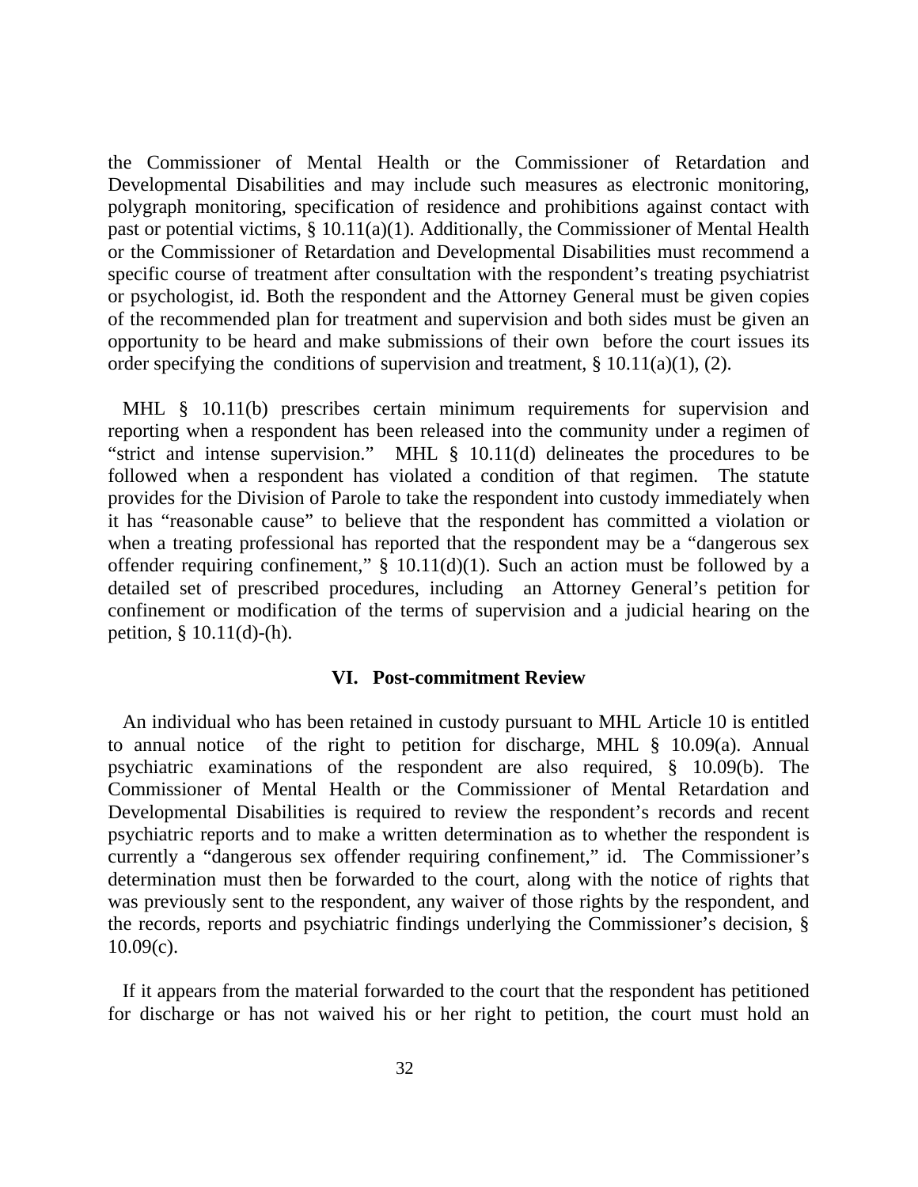the Commissioner of Mental Health or the Commissioner of Retardation and Developmental Disabilities and may include such measures as electronic monitoring, polygraph monitoring, specification of residence and prohibitions against contact with past or potential victims, § 10.11(a)(1). Additionally, the Commissioner of Mental Health or the Commissioner of Retardation and Developmental Disabilities must recommend a specific course of treatment after consultation with the respondent's treating psychiatrist or psychologist, id. Both the respondent and the Attorney General must be given copies of the recommended plan for treatment and supervision and both sides must be given an opportunity to be heard and make submissions of their own before the court issues its order specifying the conditions of supervision and treatment, § 10.11(a)(1), (2).

MHL § 10.11(b) prescribes certain minimum requirements for supervision and reporting when a respondent has been released into the community under a regimen of "strict and intense supervision." MHL § 10.11(d) delineates the procedures to be followed when a respondent has violated a condition of that regimen. The statute provides for the Division of Parole to take the respondent into custody immediately when it has "reasonable cause" to believe that the respondent has committed a violation or when a treating professional has reported that the respondent may be a "dangerous sex offender requiring confinement," § 10.11(d)(1). Such an action must be followed by a detailed set of prescribed procedures, including an Attorney General's petition for confinement or modification of the terms of supervision and a judicial hearing on the petition, § 10.11(d)-(h).

## VI. Post-commitment Review

An individual who has been retained in custody pursuant to MHL Article 10 is entitled to annual notice of the right to petition for discharge, MHL § 10.09(a). Annual psychiatric examinations of the respondent are also required, § 10.09(b). The Commissioner of Mental Health or the Commissioner of Mental Retardation and Developmental Disabilities is required to review the respondent's records and recent psychiatric reports and to make a written determination as to whether the respondent is currently a "dangerous sex offender requiring confinement," id. The Commissioner's determination must then be forwarded to the court, along with the notice of rights that was previously sent to the respondent, any waiver of those rights by the respondent, and the records, reports and psychiatric findings underlying the Commissioner's decision, § 10.09(c).

If it appears from the material forwarded to the court that the respondent has petitioned for discharge or has not waived his or her right to petition, the court must hold an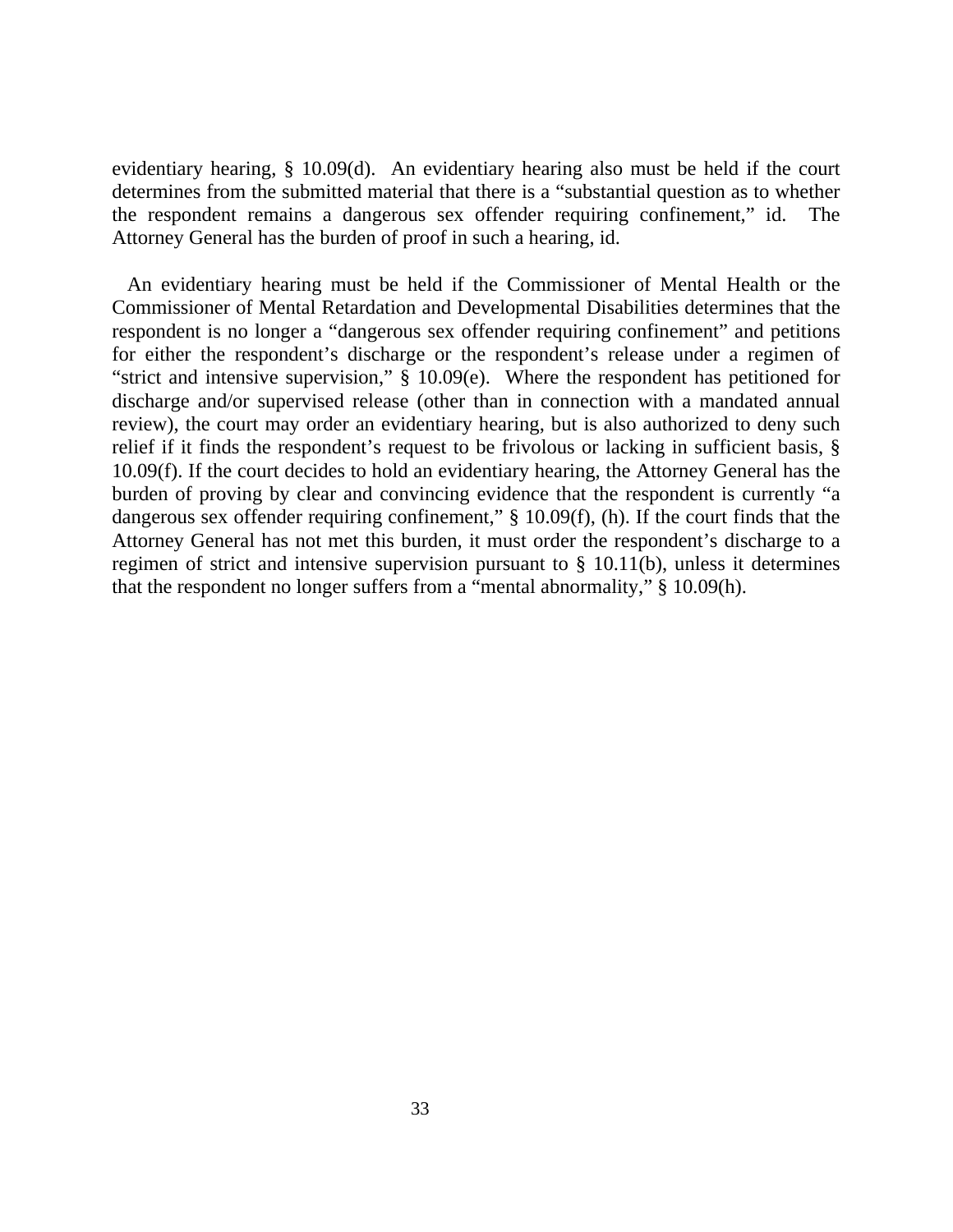evidentiary hearing, § 10.09(d). An evidentiary hearing also must be held if the court determines from the submitted material that there is a "substantial question as to whether the respondent remains a dangerous sex offender requiring confinement," id. The Attorney General has the burden of proof in such a hearing, id.

An evidentiary hearing must be held if the Commissioner of Mental Health or the Commissioner of Mental Retardation and Developmental Disabilities determines that the respondent is no longer a "dangerous sex offender requiring confinement" and petitions for either the respondent's discharge or the respondent's release under a regimen of "strict and intensive supervision," § 10.09(e). Where the respondent has petitioned for discharge and/or supervised release (other than in connection with a mandated annual review), the court may order an evidentiary hearing, but is also authorized to deny such relief if it finds the respondent's request to be frivolous or lacking in sufficient basis, § 10.09(f). If the court decides to hold an evidentiary hearing, the Attorney General has the burden of proving by clear and convincing evidence that the respondent is currently "a dangerous sex offender requiring confinement," § 10.09(f), (h). If the court finds that the Attorney General has not met this burden, it must order the respondent's discharge to a regimen of strict and intensive supervision pursuant to § 10.11(b), unless it determines that the respondent no longer suffers from a "mental abnormality," § 10.09(h).